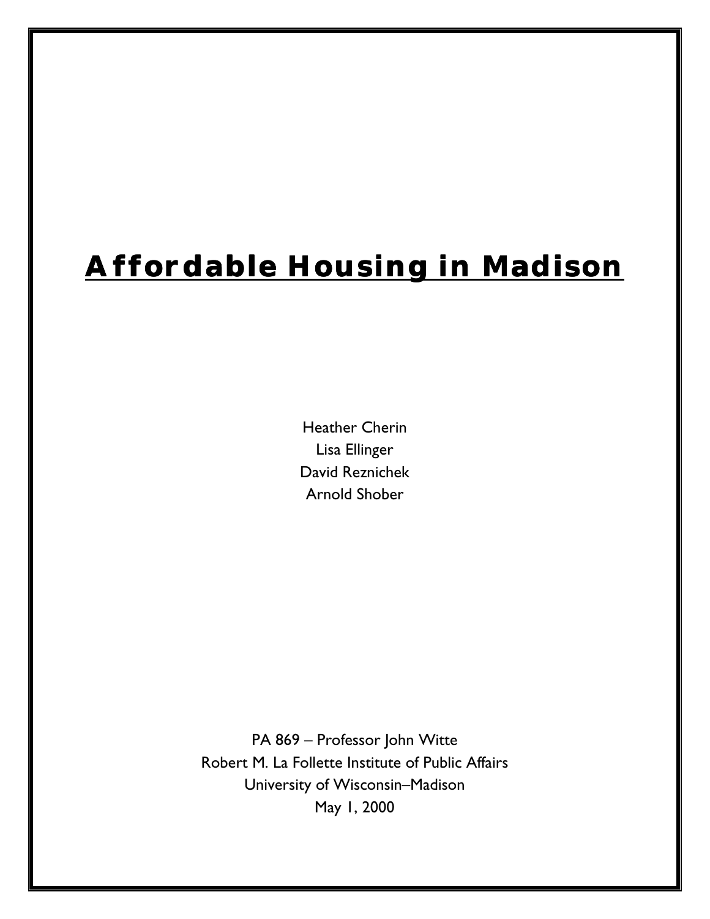# Affordable Housing in Madison

Heather Cherin
Lisa Ellinger
David Reznichek
Arnold Shober

PA 869 – Professor John Witte
Robert M. La Follette Institute of Public Affairs
University of Wisconsin–Madison
May 1, 2000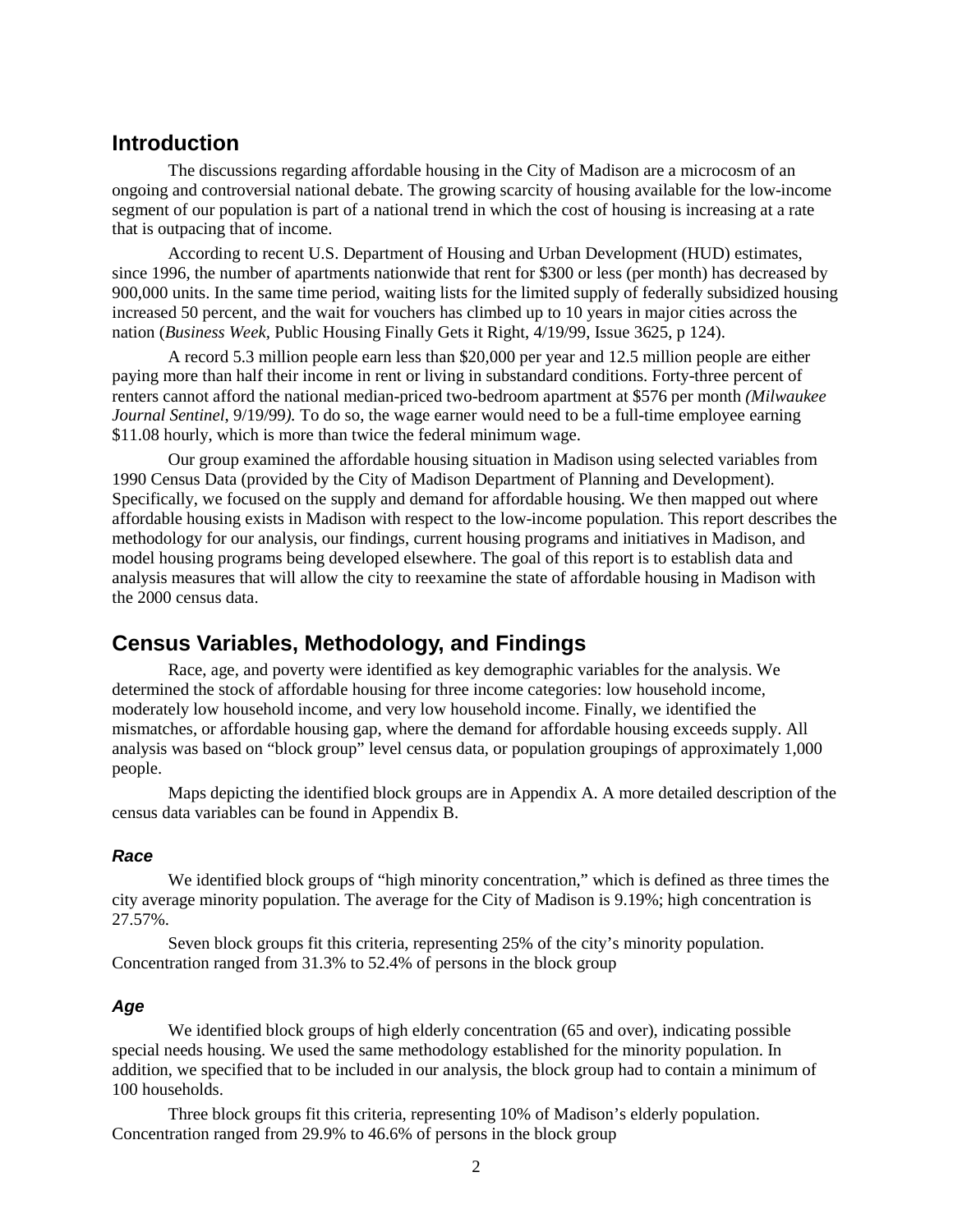## Introduction

The discussions regarding affordable housing in the City of Madison are a microcosm of an ongoing and controversial national debate. The growing scarcity of housing available for the low-income segment of our population is part of a national trend in which the cost of housing is increasing at a rate that is outpacing that of income.

According to recent U.S. Department of Housing and Urban Development (HUD) estimates, since 1996, the number of apartments nationwide that rent for $300 or less (per month) has decreased by 900,000 units. In the same time period, waiting lists for the limited supply of federally subsidized housing increased 50 percent, and the wait for vouchers has climbed up to 10 years in major cities across the nation (*Business Week*, Public Housing Finally Gets it Right, 4/19/99, Issue 3625, p 124).

A record 5.3 million people earn less than $20,000 per year and 12.5 million people are either paying more than half their income in rent or living in substandard conditions. Forty-three percent of renters cannot afford the national median-priced two-bedroom apartment at $576 per month *(Milwaukee Journal Sentinel*, 9/19/99*)*. To do so, the wage earner would need to be a full-time employee earning $11.08 hourly, which is more than twice the federal minimum wage.

Our group examined the affordable housing situation in Madison using selected variables from 1990 Census Data (provided by the City of Madison Department of Planning and Development). Specifically, we focused on the supply and demand for affordable housing. We then mapped out where affordable housing exists in Madison with respect to the low-income population. This report describes the methodology for our analysis, our findings, current housing programs and initiatives in Madison, and model housing programs being developed elsewhere. The goal of this report is to establish data and analysis measures that will allow the city to reexamine the state of affordable housing in Madison with the 2000 census data.

## Census Variables, Methodology, and Findings

Race, age, and poverty were identified as key demographic variables for the analysis. We determined the stock of affordable housing for three income categories: low household income, moderately low household income, and very low household income. Finally, we identified the mismatches, or affordable housing gap, where the demand for affordable housing exceeds supply. All analysis was based on "block group" level census data, or population groupings of approximately 1,000 people.

Maps depicting the identified block groups are in Appendix A. A more detailed description of the census data variables can be found in Appendix B.

### *Race*

We identified block groups of "high minority concentration," which is defined as three times the city average minority population. The average for the City of Madison is 9.19%; high concentration is 27.57%.

Seven block groups fit this criteria, representing 25% of the city's minority population. Concentration ranged from 31.3% to 52.4% of persons in the block group

### *Age*

We identified block groups of high elderly concentration (65 and over), indicating possible special needs housing. We used the same methodology established for the minority population. In addition, we specified that to be included in our analysis, the block group had to contain a minimum of 100 households.

Three block groups fit this criteria, representing 10% of Madison's elderly population. Concentration ranged from 29.9% to 46.6% of persons in the block group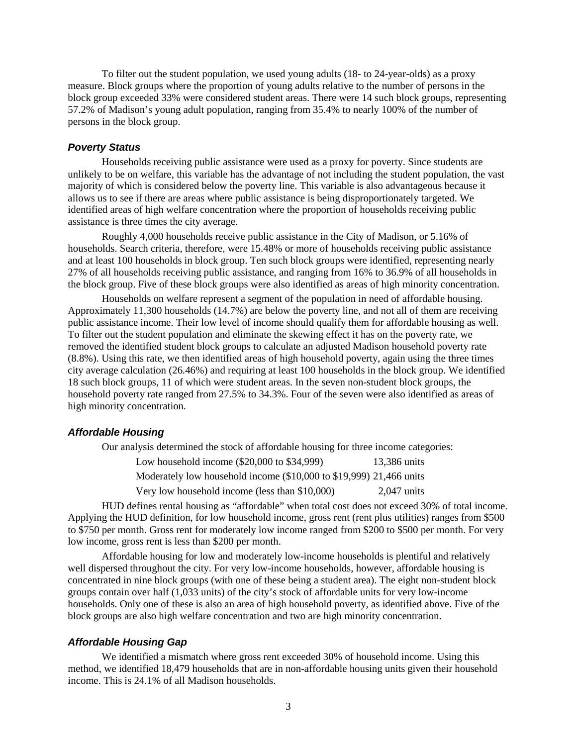To filter out the student population, we used young adults (18- to 24-year-olds) as a proxy measure. Block groups where the proportion of young adults relative to the number of persons in the block group exceeded 33% were considered student areas. There were 14 such block groups, representing 57.2% of Madison's young adult population, ranging from 35.4% to nearly 100% of the number of persons in the block group.

### *Poverty Status*

Households receiving public assistance were used as a proxy for poverty. Since students are unlikely to be on welfare, this variable has the advantage of not including the student population, the vast majority of which is considered below the poverty line. This variable is also advantageous because it allows us to see if there are areas where public assistance is being disproportionately targeted. We identified areas of high welfare concentration where the proportion of households receiving public assistance is three times the city average.

Roughly 4,000 households receive public assistance in the City of Madison, or 5.16% of households. Search criteria, therefore, were 15.48% or more of households receiving public assistance and at least 100 households in block group. Ten such block groups were identified, representing nearly 27% of all households receiving public assistance, and ranging from 16% to 36.9% of all households in the block group. Five of these block groups were also identified as areas of high minority concentration.

Households on welfare represent a segment of the population in need of affordable housing. Approximately 11,300 households (14.7%) are below the poverty line, and not all of them are receiving public assistance income. Their low level of income should qualify them for affordable housing as well. To filter out the student population and eliminate the skewing effect it has on the poverty rate, we removed the identified student block groups to calculate an adjusted Madison household poverty rate (8.8%). Using this rate, we then identified areas of high household poverty, again using the three times city average calculation (26.46%) and requiring at least 100 households in the block group. We identified 18 such block groups, 11 of which were student areas. In the seven non-student block groups, the household poverty rate ranged from 27.5% to 34.3%. Four of the seven were also identified as areas of high minority concentration.

### *Affordable Housing*

Our analysis determined the stock of affordable housing for three income categories:

| | |
|---|---|
| Low household income ($20,000 to $34,999) | 13,386 units |
| Moderately low household income ($10,000 to $19,999) | 21,466 units |
| Very low household income (less than $10,000) | 2,047 units |

HUD defines rental housing as "affordable" when total cost does not exceed 30% of total income. Applying the HUD definition, for low household income, gross rent (rent plus utilities) ranges from $500 to $750 per month. Gross rent for moderately low income ranged from $200 to $500 per month. For very low income, gross rent is less than $200 per month.

Affordable housing for low and moderately low-income households is plentiful and relatively well dispersed throughout the city. For very low-income households, however, affordable housing is concentrated in nine block groups (with one of these being a student area). The eight non-student block groups contain over half (1,033 units) of the city's stock of affordable units for very low-income households. Only one of these is also an area of high household poverty, as identified above. Five of the block groups are also high welfare concentration and two are high minority concentration.

### *Affordable Housing Gap*

We identified a mismatch where gross rent exceeded 30% of household income. Using this method, we identified 18,479 households that are in non-affordable housing units given their household income. This is 24.1% of all Madison households.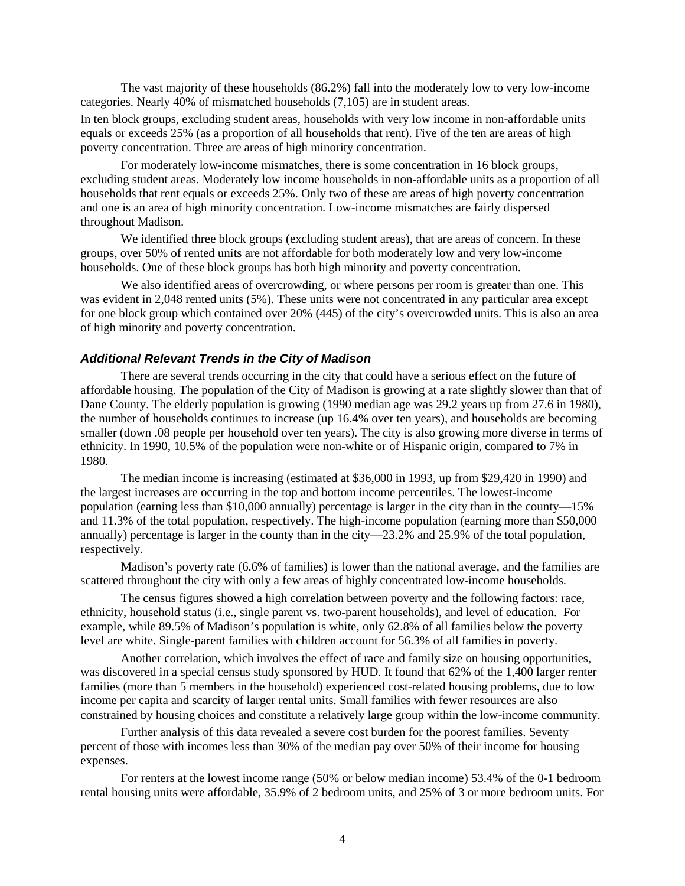The vast majority of these households (86.2%) fall into the moderately low to very low-income categories. Nearly 40% of mismatched households (7,105) are in student areas.

In ten block groups, excluding student areas, households with very low income in non-affordable units equals or exceeds 25% (as a proportion of all households that rent). Five of the ten are areas of high poverty concentration. Three are areas of high minority concentration.

For moderately low-income mismatches, there is some concentration in 16 block groups, excluding student areas. Moderately low income households in non-affordable units as a proportion of all households that rent equals or exceeds 25%. Only two of these are areas of high poverty concentration and one is an area of high minority concentration. Low-income mismatches are fairly dispersed throughout Madison.

We identified three block groups (excluding student areas), that are areas of concern. In these groups, over 50% of rented units are not affordable for both moderately low and very low-income households. One of these block groups has both high minority and poverty concentration.

We also identified areas of overcrowding, or where persons per room is greater than one. This was evident in 2,048 rented units (5%). These units were not concentrated in any particular area except for one block group which contained over 20% (445) of the city's overcrowded units. This is also an area of high minority and poverty concentration.

### *Additional Relevant Trends in the City of Madison*

There are several trends occurring in the city that could have a serious effect on the future of affordable housing. The population of the City of Madison is growing at a rate slightly slower than that of Dane County. The elderly population is growing (1990 median age was 29.2 years up from 27.6 in 1980), the number of households continues to increase (up 16.4% over ten years), and households are becoming smaller (down .08 people per household over ten years). The city is also growing more diverse in terms of ethnicity. In 1990, 10.5% of the population were non-white or of Hispanic origin, compared to 7% in 1980.

The median income is increasing (estimated at $36,000 in 1993, up from $29,420 in 1990) and the largest increases are occurring in the top and bottom income percentiles. The lowest-income population (earning less than $10,000 annually) percentage is larger in the city than in the county—15% and 11.3% of the total population, respectively. The high-income population (earning more than $50,000 annually) percentage is larger in the county than in the city—23.2% and 25.9% of the total population, respectively.

Madison's poverty rate (6.6% of families) is lower than the national average, and the families are scattered throughout the city with only a few areas of highly concentrated low-income households.

The census figures showed a high correlation between poverty and the following factors: race, ethnicity, household status (i.e., single parent vs. two-parent households), and level of education. For example, while 89.5% of Madison's population is white, only 62.8% of all families below the poverty level are white. Single-parent families with children account for 56.3% of all families in poverty.

Another correlation, which involves the effect of race and family size on housing opportunities, was discovered in a special census study sponsored by HUD. It found that 62% of the 1,400 larger renter families (more than 5 members in the household) experienced cost-related housing problems, due to low income per capita and scarcity of larger rental units. Small families with fewer resources are also constrained by housing choices and constitute a relatively large group within the low-income community.

Further analysis of this data revealed a severe cost burden for the poorest families. Seventy percent of those with incomes less than 30% of the median pay over 50% of their income for housing expenses.

For renters at the lowest income range (50% or below median income) 53.4% of the 0-1 bedroom rental housing units were affordable, 35.9% of 2 bedroom units, and 25% of 3 or more bedroom units. For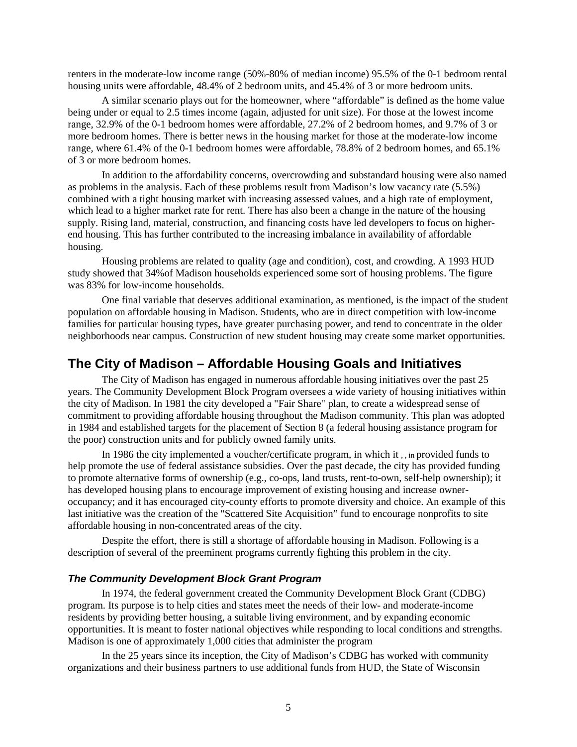renters in the moderate-low income range (50%-80% of median income) 95.5% of the 0-1 bedroom rental housing units were affordable, 48.4% of 2 bedroom units, and 45.4% of 3 or more bedroom units.

A similar scenario plays out for the homeowner, where "affordable" is defined as the home value being under or equal to 2.5 times income (again, adjusted for unit size). For those at the lowest income range, 32.9% of the 0-1 bedroom homes were affordable, 27.2% of 2 bedroom homes, and 9.7% of 3 or more bedroom homes. There is better news in the housing market for those at the moderate-low income range, where 61.4% of the 0-1 bedroom homes were affordable, 78.8% of 2 bedroom homes, and 65.1% of 3 or more bedroom homes.

In addition to the affordability concerns, overcrowding and substandard housing were also named as problems in the analysis. Each of these problems result from Madison's low vacancy rate (5.5%) combined with a tight housing market with increasing assessed values, and a high rate of employment, which lead to a higher market rate for rent. There has also been a change in the nature of the housing supply. Rising land, material, construction, and financing costs have led developers to focus on higher-end housing. This has further contributed to the increasing imbalance in availability of affordable housing.

Housing problems are related to quality (age and condition), cost, and crowding. A 1993 HUD study showed that 34%of Madison households experienced some sort of housing problems. The figure was 83% for low-income households.

One final variable that deserves additional examination, as mentioned, is the impact of the student population on affordable housing in Madison. Students, who are in direct competition with low-income families for particular housing types, have greater purchasing power, and tend to concentrate in the older neighborhoods near campus. Construction of new student housing may create some market opportunities.

## The City of Madison – Affordable Housing Goals and Initiatives

The City of Madison has engaged in numerous affordable housing initiatives over the past 25 years. The Community Development Block Program oversees a wide variety of housing initiatives within the city of Madison. In 1981 the city developed a "Fair Share" plan, to create a widespread sense of commitment to providing affordable housing throughout the Madison community. This plan was adopted in 1984 and established targets for the placement of Section 8 (a federal housing assistance program for the poor) construction units and for publicly owned family units.

In 1986 the city implemented a voucher/certificate program, in which it , , in provided funds to help promote the use of federal assistance subsidies. Over the past decade, the city has provided funding to promote alternative forms of ownership (e.g., co-ops, land trusts, rent-to-own, self-help ownership); it has developed housing plans to encourage improvement of existing housing and increase owner-occupancy; and it has encouraged city-county efforts to promote diversity and choice. An example of this last initiative was the creation of the "Scattered Site Acquisition" fund to encourage nonprofits to site affordable housing in non-concentrated areas of the city.

Despite the effort, there is still a shortage of affordable housing in Madison. Following is a description of several of the preeminent programs currently fighting this problem in the city.

### *The Community Development Block Grant Program*

In 1974, the federal government created the Community Development Block Grant (CDBG) program. Its purpose is to help cities and states meet the needs of their low- and moderate-income residents by providing better housing, a suitable living environment, and by expanding economic opportunities. It is meant to foster national objectives while responding to local conditions and strengths. Madison is one of approximately 1,000 cities that administer the program

In the 25 years since its inception, the City of Madison's CDBG has worked with community organizations and their business partners to use additional funds from HUD, the State of Wisconsin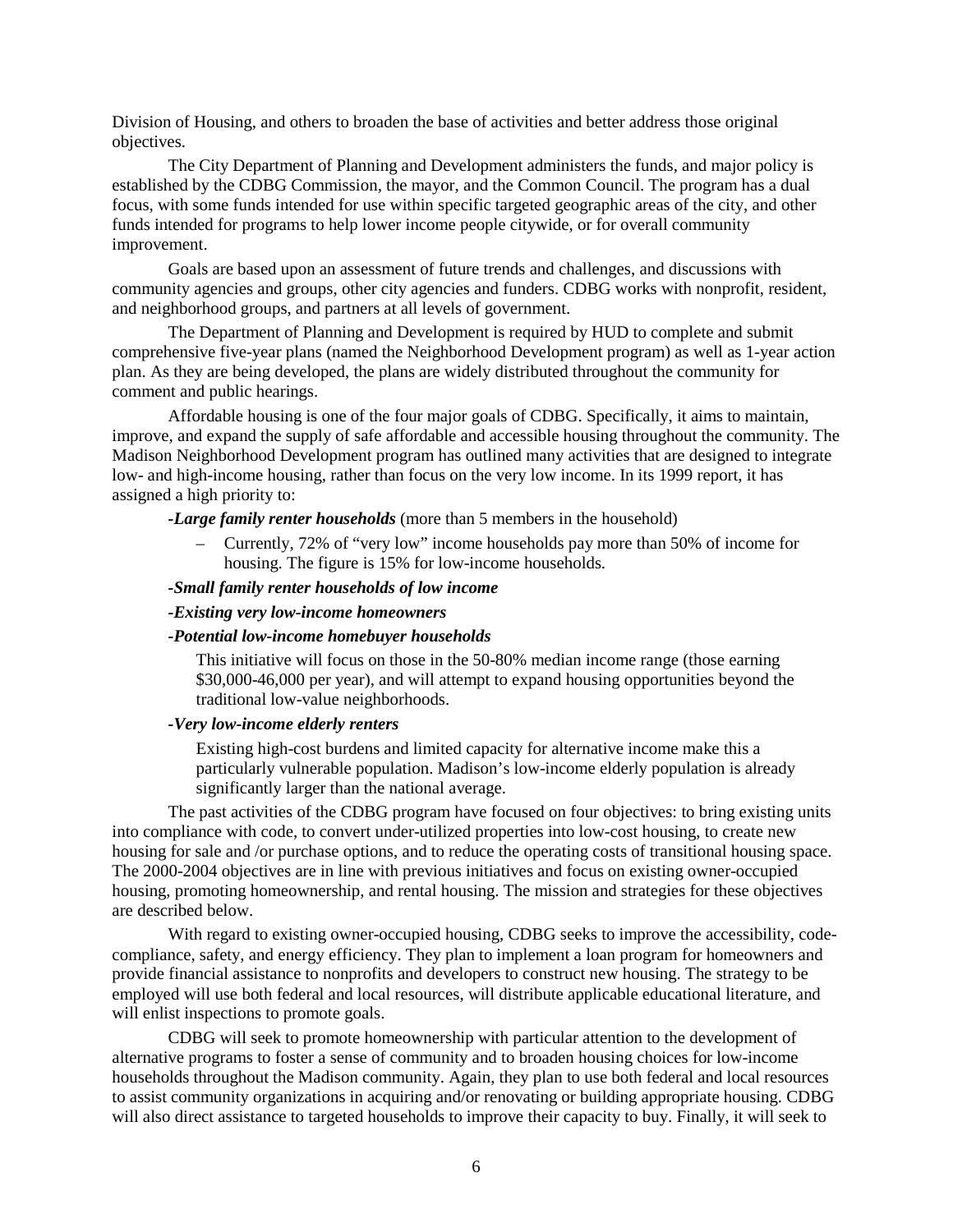Division of Housing, and others to broaden the base of activities and better address those original objectives.

The City Department of Planning and Development administers the funds, and major policy is established by the CDBG Commission, the mayor, and the Common Council. The program has a dual focus, with some funds intended for use within specific targeted geographic areas of the city, and other funds intended for programs to help lower income people citywide, or for overall community improvement.

Goals are based upon an assessment of future trends and challenges, and discussions with community agencies and groups, other city agencies and funders. CDBG works with nonprofit, resident, and neighborhood groups, and partners at all levels of government.

The Department of Planning and Development is required by HUD to complete and submit comprehensive five-year plans (named the Neighborhood Development program) as well as 1-year action plan. As they are being developed, the plans are widely distributed throughout the community for comment and public hearings.

Affordable housing is one of the four major goals of CDBG. Specifically, it aims to maintain, improve, and expand the supply of safe affordable and accessible housing throughout the community. The Madison Neighborhood Development program has outlined many activities that are designed to integrate low- and high-income housing, rather than focus on the very low income. In its 1999 report, it has assigned a high priority to:

-***Large family renter households*** (more than 5 members in the household)

- Currently, 72% of "very low" income households pay more than 50% of income for housing. The figure is 15% for low-income households.

-***Small family renter households of low income***

-***Existing very low-income homeowners***

-***Potential low-income homebuyer households***

This initiative will focus on those in the 50-80% median income range (those earning \$30,000-46,000 per year), and will attempt to expand housing opportunities beyond the traditional low-value neighborhoods.

-***Very low-income elderly renters***

Existing high-cost burdens and limited capacity for alternative income make this a particularly vulnerable population. Madison's low-income elderly population is already significantly larger than the national average.

The past activities of the CDBG program have focused on four objectives: to bring existing units into compliance with code, to convert under-utilized properties into low-cost housing, to create new housing for sale and /or purchase options, and to reduce the operating costs of transitional housing space. The 2000-2004 objectives are in line with previous initiatives and focus on existing owner-occupied housing, promoting homeownership, and rental housing. The mission and strategies for these objectives are described below.

With regard to existing owner-occupied housing, CDBG seeks to improve the accessibility, code-compliance, safety, and energy efficiency. They plan to implement a loan program for homeowners and provide financial assistance to nonprofits and developers to construct new housing. The strategy to be employed will use both federal and local resources, will distribute applicable educational literature, and will enlist inspections to promote goals.

CDBG will seek to promote homeownership with particular attention to the development of alternative programs to foster a sense of community and to broaden housing choices for low-income households throughout the Madison community. Again, they plan to use both federal and local resources to assist community organizations in acquiring and/or renovating or building appropriate housing. CDBG will also direct assistance to targeted households to improve their capacity to buy. Finally, it will seek to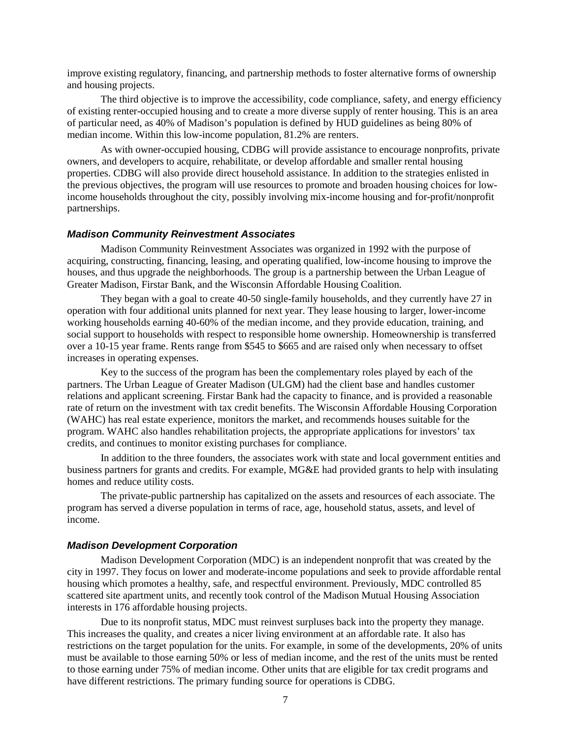improve existing regulatory, financing, and partnership methods to foster alternative forms of ownership and housing projects.

The third objective is to improve the accessibility, code compliance, safety, and energy efficiency of existing renter-occupied housing and to create a more diverse supply of renter housing. This is an area of particular need, as 40% of Madison's population is defined by HUD guidelines as being 80% of median income. Within this low-income population, 81.2% are renters.

As with owner-occupied housing, CDBG will provide assistance to encourage nonprofits, private owners, and developers to acquire, rehabilitate, or develop affordable and smaller rental housing properties. CDBG will also provide direct household assistance. In addition to the strategies enlisted in the previous objectives, the program will use resources to promote and broaden housing choices for low-income households throughout the city, possibly involving mix-income housing and for-profit/nonprofit partnerships.

### *Madison Community Reinvestment Associates*

Madison Community Reinvestment Associates was organized in 1992 with the purpose of acquiring, constructing, financing, leasing, and operating qualified, low-income housing to improve the houses, and thus upgrade the neighborhoods. The group is a partnership between the Urban League of Greater Madison, Firstar Bank, and the Wisconsin Affordable Housing Coalition.

They began with a goal to create 40-50 single-family households, and they currently have 27 in operation with four additional units planned for next year. They lease housing to larger, lower-income working households earning 40-60% of the median income, and they provide education, training, and social support to households with respect to responsible home ownership. Homeownership is transferred over a 10-15 year frame. Rents range from $545 to $665 and are raised only when necessary to offset increases in operating expenses.

Key to the success of the program has been the complementary roles played by each of the partners. The Urban League of Greater Madison (ULGM) had the client base and handles customer relations and applicant screening. Firstar Bank had the capacity to finance, and is provided a reasonable rate of return on the investment with tax credit benefits. The Wisconsin Affordable Housing Corporation (WAHC) has real estate experience, monitors the market, and recommends houses suitable for the program. WAHC also handles rehabilitation projects, the appropriate applications for investors' tax credits, and continues to monitor existing purchases for compliance.

In addition to the three founders, the associates work with state and local government entities and business partners for grants and credits. For example, MG&E had provided grants to help with insulating homes and reduce utility costs.

The private-public partnership has capitalized on the assets and resources of each associate. The program has served a diverse population in terms of race, age, household status, assets, and level of income.

### *Madison Development Corporation*

Madison Development Corporation (MDC) is an independent nonprofit that was created by the city in 1997. They focus on lower and moderate-income populations and seek to provide affordable rental housing which promotes a healthy, safe, and respectful environment. Previously, MDC controlled 85 scattered site apartment units, and recently took control of the Madison Mutual Housing Association interests in 176 affordable housing projects.

Due to its nonprofit status, MDC must reinvest surpluses back into the property they manage. This increases the quality, and creates a nicer living environment at an affordable rate. It also has restrictions on the target population for the units. For example, in some of the developments, 20% of units must be available to those earning 50% or less of median income, and the rest of the units must be rented to those earning under 75% of median income. Other units that are eligible for tax credit programs and have different restrictions. The primary funding source for operations is CDBG.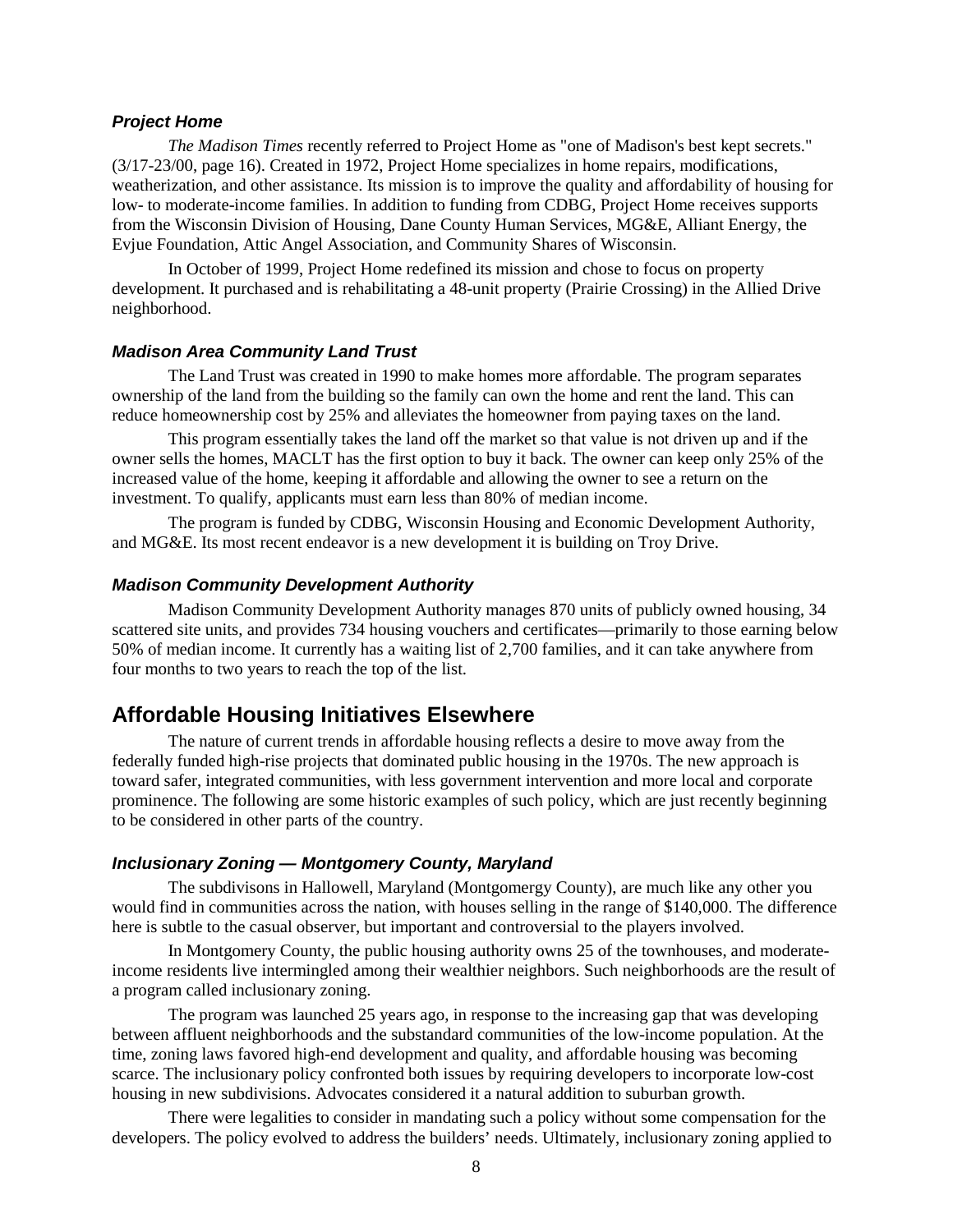### *Project Home*

*The Madison Times* recently referred to Project Home as "one of Madison's best kept secrets." (3/17-23/00, page 16). Created in 1972, Project Home specializes in home repairs, modifications, weatherization, and other assistance. Its mission is to improve the quality and affordability of housing for low- to moderate-income families. In addition to funding from CDBG, Project Home receives supports from the Wisconsin Division of Housing, Dane County Human Services, MG&E, Alliant Energy, the Evjue Foundation, Attic Angel Association, and Community Shares of Wisconsin.

In October of 1999, Project Home redefined its mission and chose to focus on property development. It purchased and is rehabilitating a 48-unit property (Prairie Crossing) in the Allied Drive neighborhood.

### *Madison Area Community Land Trust*

The Land Trust was created in 1990 to make homes more affordable. The program separates ownership of the land from the building so the family can own the home and rent the land. This can reduce homeownership cost by 25% and alleviates the homeowner from paying taxes on the land.

This program essentially takes the land off the market so that value is not driven up and if the owner sells the homes, MACLT has the first option to buy it back. The owner can keep only 25% of the increased value of the home, keeping it affordable and allowing the owner to see a return on the investment. To qualify, applicants must earn less than 80% of median income.

The program is funded by CDBG, Wisconsin Housing and Economic Development Authority, and MG&E. Its most recent endeavor is a new development it is building on Troy Drive.

### *Madison Community Development Authority*

Madison Community Development Authority manages 870 units of publicly owned housing, 34 scattered site units, and provides 734 housing vouchers and certificates—primarily to those earning below 50% of median income. It currently has a waiting list of 2,700 families, and it can take anywhere from four months to two years to reach the top of the list.

## Affordable Housing Initiatives Elsewhere

The nature of current trends in affordable housing reflects a desire to move away from the federally funded high-rise projects that dominated public housing in the 1970s. The new approach is toward safer, integrated communities, with less government intervention and more local and corporate prominence. The following are some historic examples of such policy, which are just recently beginning to be considered in other parts of the country.

### *Inclusionary Zoning — Montgomery County, Maryland*

The subdivisons in Hallowell, Maryland (Montgomergy County), are much like any other you would find in communities across the nation, with houses selling in the range of $140,000. The difference here is subtle to the casual observer, but important and controversial to the players involved.

In Montgomery County, the public housing authority owns 25 of the townhouses, and moderate-income residents live intermingled among their wealthier neighbors. Such neighborhoods are the result of a program called inclusionary zoning.

The program was launched 25 years ago, in response to the increasing gap that was developing between affluent neighborhoods and the substandard communities of the low-income population. At the time, zoning laws favored high-end development and quality, and affordable housing was becoming scarce. The inclusionary policy confronted both issues by requiring developers to incorporate low-cost housing in new subdivisions. Advocates considered it a natural addition to suburban growth.

There were legalities to consider in mandating such a policy without some compensation for the developers. The policy evolved to address the builders' needs. Ultimately, inclusionary zoning applied to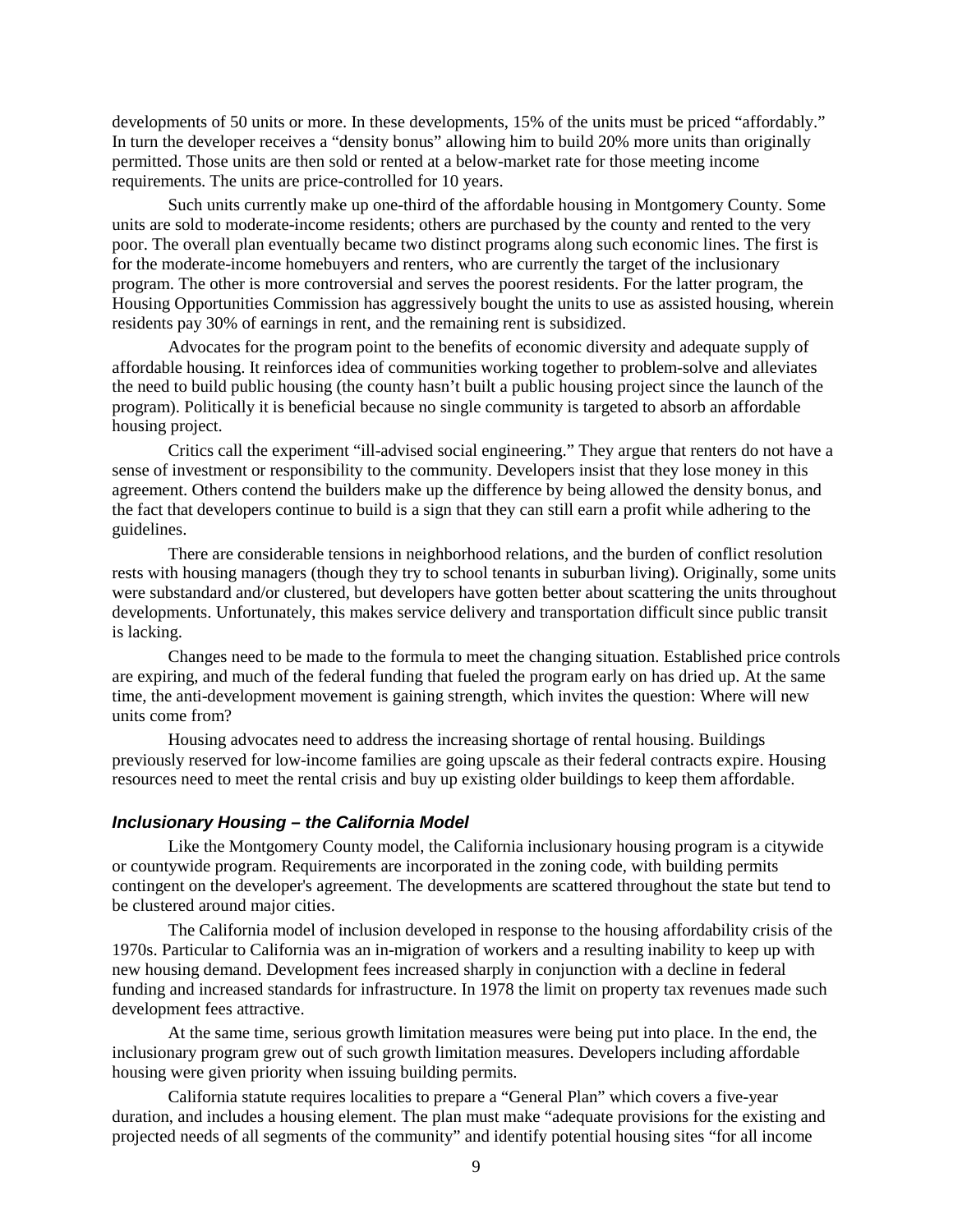developments of 50 units or more. In these developments, 15% of the units must be priced "affordably." In turn the developer receives a "density bonus" allowing him to build 20% more units than originally permitted. Those units are then sold or rented at a below-market rate for those meeting income requirements. The units are price-controlled for 10 years.

Such units currently make up one-third of the affordable housing in Montgomery County. Some units are sold to moderate-income residents; others are purchased by the county and rented to the very poor. The overall plan eventually became two distinct programs along such economic lines. The first is for the moderate-income homebuyers and renters, who are currently the target of the inclusionary program. The other is more controversial and serves the poorest residents. For the latter program, the Housing Opportunities Commission has aggressively bought the units to use as assisted housing, wherein residents pay 30% of earnings in rent, and the remaining rent is subsidized.

Advocates for the program point to the benefits of economic diversity and adequate supply of affordable housing. It reinforces idea of communities working together to problem-solve and alleviates the need to build public housing (the county hasn't built a public housing project since the launch of the program). Politically it is beneficial because no single community is targeted to absorb an affordable housing project.

Critics call the experiment "ill-advised social engineering." They argue that renters do not have a sense of investment or responsibility to the community. Developers insist that they lose money in this agreement. Others contend the builders make up the difference by being allowed the density bonus, and the fact that developers continue to build is a sign that they can still earn a profit while adhering to the guidelines.

There are considerable tensions in neighborhood relations, and the burden of conflict resolution rests with housing managers (though they try to school tenants in suburban living). Originally, some units were substandard and/or clustered, but developers have gotten better about scattering the units throughout developments. Unfortunately, this makes service delivery and transportation difficult since public transit is lacking.

Changes need to be made to the formula to meet the changing situation. Established price controls are expiring, and much of the federal funding that fueled the program early on has dried up. At the same time, the anti-development movement is gaining strength, which invites the question: Where will new units come from?

Housing advocates need to address the increasing shortage of rental housing. Buildings previously reserved for low-income families are going upscale as their federal contracts expire. Housing resources need to meet the rental crisis and buy up existing older buildings to keep them affordable.

### *Inclusionary Housing – the California Model*

Like the Montgomery County model, the California inclusionary housing program is a citywide or countywide program. Requirements are incorporated in the zoning code, with building permits contingent on the developer's agreement. The developments are scattered throughout the state but tend to be clustered around major cities.

The California model of inclusion developed in response to the housing affordability crisis of the 1970s. Particular to California was an in-migration of workers and a resulting inability to keep up with new housing demand. Development fees increased sharply in conjunction with a decline in federal funding and increased standards for infrastructure. In 1978 the limit on property tax revenues made such development fees attractive.

At the same time, serious growth limitation measures were being put into place. In the end, the inclusionary program grew out of such growth limitation measures. Developers including affordable housing were given priority when issuing building permits.

California statute requires localities to prepare a "General Plan" which covers a five-year duration, and includes a housing element. The plan must make "adequate provisions for the existing and projected needs of all segments of the community" and identify potential housing sites "for all income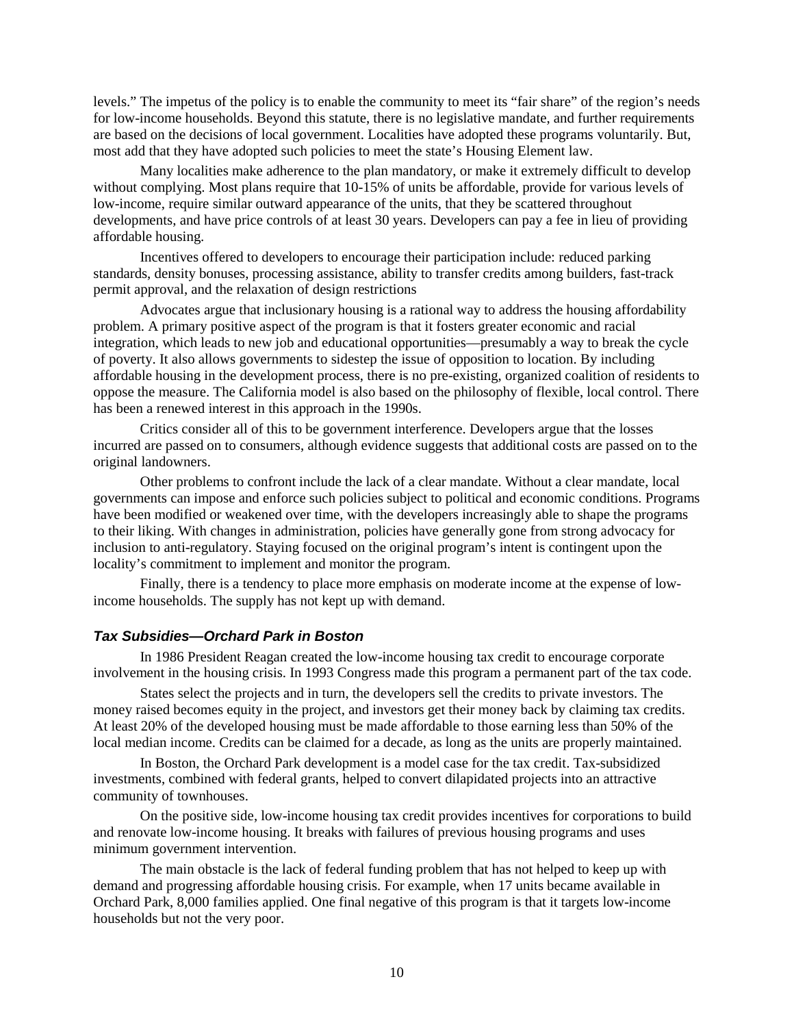levels." The impetus of the policy is to enable the community to meet its "fair share" of the region's needs for low-income households. Beyond this statute, there is no legislative mandate, and further requirements are based on the decisions of local government. Localities have adopted these programs voluntarily. But, most add that they have adopted such policies to meet the state's Housing Element law.

Many localities make adherence to the plan mandatory, or make it extremely difficult to develop without complying. Most plans require that 10-15% of units be affordable, provide for various levels of low-income, require similar outward appearance of the units, that they be scattered throughout developments, and have price controls of at least 30 years. Developers can pay a fee in lieu of providing affordable housing.

Incentives offered to developers to encourage their participation include: reduced parking standards, density bonuses, processing assistance, ability to transfer credits among builders, fast-track permit approval, and the relaxation of design restrictions

Advocates argue that inclusionary housing is a rational way to address the housing affordability problem. A primary positive aspect of the program is that it fosters greater economic and racial integration, which leads to new job and educational opportunities—presumably a way to break the cycle of poverty. It also allows governments to sidestep the issue of opposition to location. By including affordable housing in the development process, there is no pre-existing, organized coalition of residents to oppose the measure. The California model is also based on the philosophy of flexible, local control. There has been a renewed interest in this approach in the 1990s.

Critics consider all of this to be government interference. Developers argue that the losses incurred are passed on to consumers, although evidence suggests that additional costs are passed on to the original landowners.

Other problems to confront include the lack of a clear mandate. Without a clear mandate, local governments can impose and enforce such policies subject to political and economic conditions. Programs have been modified or weakened over time, with the developers increasingly able to shape the programs to their liking. With changes in administration, policies have generally gone from strong advocacy for inclusion to anti-regulatory. Staying focused on the original program's intent is contingent upon the locality's commitment to implement and monitor the program.

Finally, there is a tendency to place more emphasis on moderate income at the expense of low-income households. The supply has not kept up with demand.

### *Tax Subsidies—Orchard Park in Boston*

In 1986 President Reagan created the low-income housing tax credit to encourage corporate involvement in the housing crisis. In 1993 Congress made this program a permanent part of the tax code.

States select the projects and in turn, the developers sell the credits to private investors. The money raised becomes equity in the project, and investors get their money back by claiming tax credits. At least 20% of the developed housing must be made affordable to those earning less than 50% of the local median income. Credits can be claimed for a decade, as long as the units are properly maintained.

In Boston, the Orchard Park development is a model case for the tax credit. Tax-subsidized investments, combined with federal grants, helped to convert dilapidated projects into an attractive community of townhouses.

On the positive side, low-income housing tax credit provides incentives for corporations to build and renovate low-income housing. It breaks with failures of previous housing programs and uses minimum government intervention.

The main obstacle is the lack of federal funding problem that has not helped to keep up with demand and progressing affordable housing crisis. For example, when 17 units became available in Orchard Park, 8,000 families applied. One final negative of this program is that it targets low-income households but not the very poor.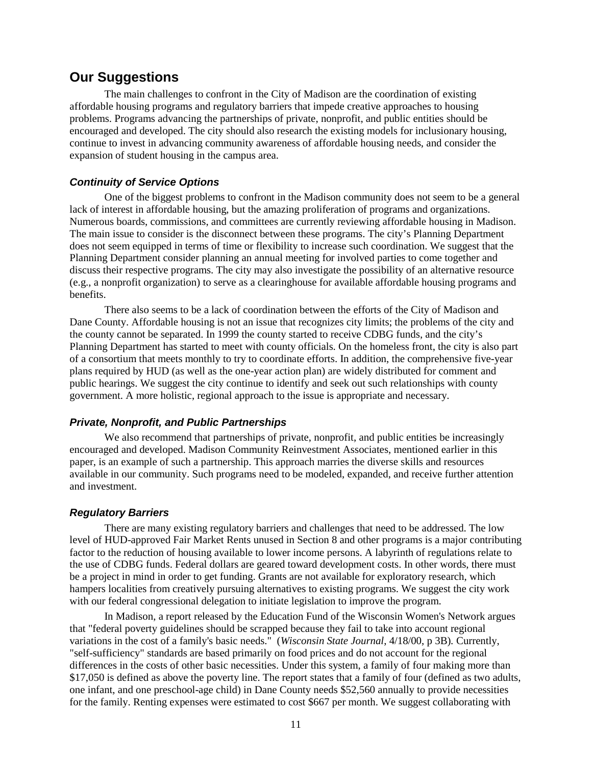## Our Suggestions

The main challenges to confront in the City of Madison are the coordination of existing affordable housing programs and regulatory barriers that impede creative approaches to housing problems. Programs advancing the partnerships of private, nonprofit, and public entities should be encouraged and developed. The city should also research the existing models for inclusionary housing, continue to invest in advancing community awareness of affordable housing needs, and consider the expansion of student housing in the campus area.

### *Continuity of Service Options*

One of the biggest problems to confront in the Madison community does not seem to be a general lack of interest in affordable housing, but the amazing proliferation of programs and organizations. Numerous boards, commissions, and committees are currently reviewing affordable housing in Madison. The main issue to consider is the disconnect between these programs. The city's Planning Department does not seem equipped in terms of time or flexibility to increase such coordination. We suggest that the Planning Department consider planning an annual meeting for involved parties to come together and discuss their respective programs. The city may also investigate the possibility of an alternative resource (e.g., a nonprofit organization) to serve as a clearinghouse for available affordable housing programs and benefits.

There also seems to be a lack of coordination between the efforts of the City of Madison and Dane County. Affordable housing is not an issue that recognizes city limits; the problems of the city and the county cannot be separated. In 1999 the county started to receive CDBG funds, and the city's Planning Department has started to meet with county officials. On the homeless front, the city is also part of a consortium that meets monthly to try to coordinate efforts. In addition, the comprehensive five-year plans required by HUD (as well as the one-year action plan) are widely distributed for comment and public hearings. We suggest the city continue to identify and seek out such relationships with county government. A more holistic, regional approach to the issue is appropriate and necessary.

### *Private, Nonprofit, and Public Partnerships*

We also recommend that partnerships of private, nonprofit, and public entities be increasingly encouraged and developed. Madison Community Reinvestment Associates, mentioned earlier in this paper, is an example of such a partnership. This approach marries the diverse skills and resources available in our community. Such programs need to be modeled, expanded, and receive further attention and investment.

### *Regulatory Barriers*

There are many existing regulatory barriers and challenges that need to be addressed. The low level of HUD-approved Fair Market Rents unused in Section 8 and other programs is a major contributing factor to the reduction of housing available to lower income persons. A labyrinth of regulations relate to the use of CDBG funds. Federal dollars are geared toward development costs. In other words, there must be a project in mind in order to get funding. Grants are not available for exploratory research, which hampers localities from creatively pursuing alternatives to existing programs. We suggest the city work with our federal congressional delegation to initiate legislation to improve the program.

In Madison, a report released by the Education Fund of the Wisconsin Women's Network argues that "federal poverty guidelines should be scrapped because they fail to take into account regional variations in the cost of a family's basic needs." (*Wisconsin State Journal*, 4/18/00, p 3B). Currently, "self-sufficiency" standards are based primarily on food prices and do not account for the regional differences in the costs of other basic necessities. Under this system, a family of four making more than $17,050 is defined as above the poverty line. The report states that a family of four (defined as two adults, one infant, and one preschool-age child) in Dane County needs $52,560 annually to provide necessities for the family. Renting expenses were estimated to cost $667 per month. We suggest collaborating with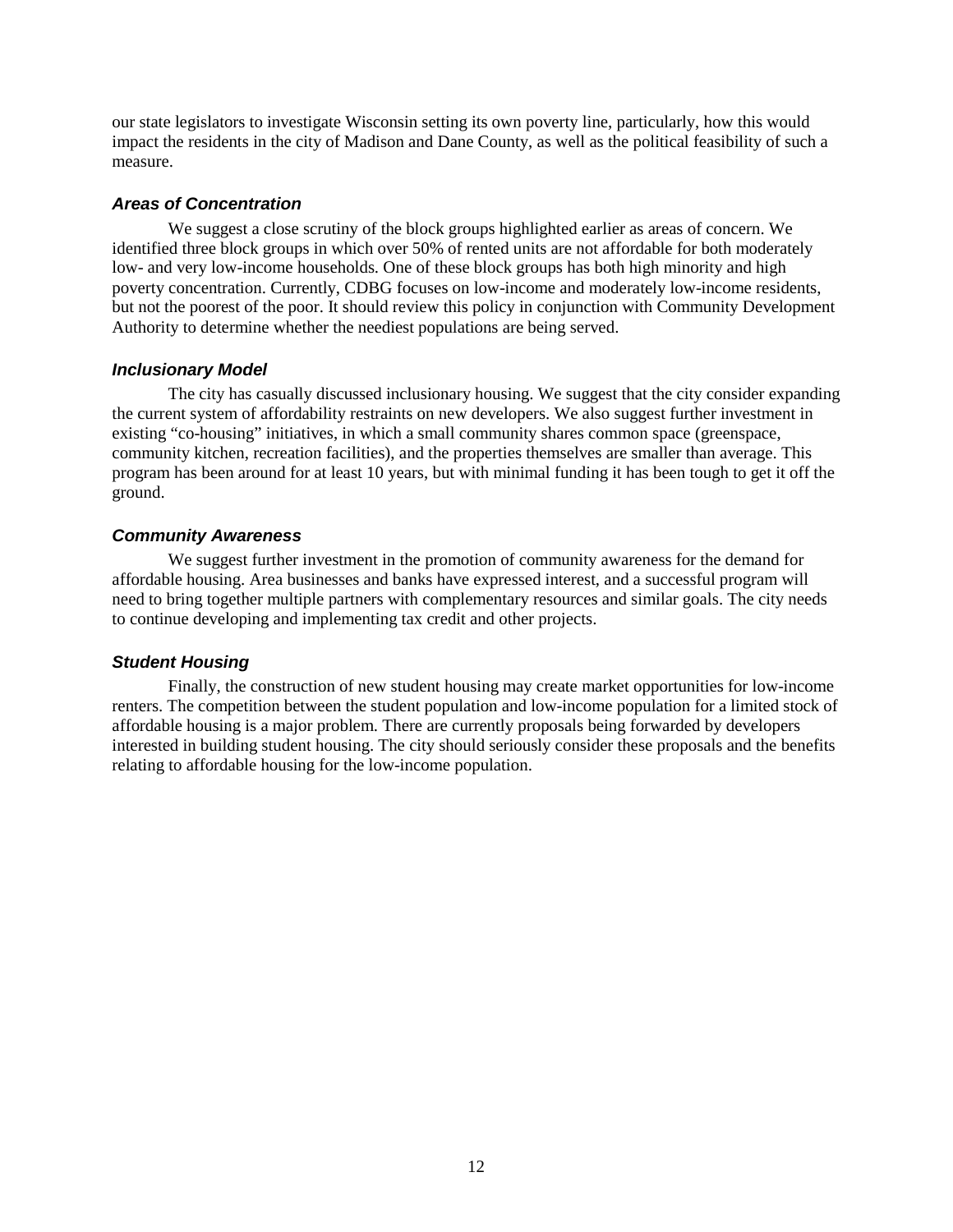our state legislators to investigate Wisconsin setting its own poverty line, particularly, how this would impact the residents in the city of Madison and Dane County, as well as the political feasibility of such a measure.

### *Areas of Concentration*

We suggest a close scrutiny of the block groups highlighted earlier as areas of concern. We identified three block groups in which over 50% of rented units are not affordable for both moderately low- and very low-income households. One of these block groups has both high minority and high poverty concentration. Currently, CDBG focuses on low-income and moderately low-income residents, but not the poorest of the poor. It should review this policy in conjunction with Community Development Authority to determine whether the neediest populations are being served.

### *Inclusionary Model*

The city has casually discussed inclusionary housing. We suggest that the city consider expanding the current system of affordability restraints on new developers. We also suggest further investment in existing "co-housing" initiatives, in which a small community shares common space (greenspace, community kitchen, recreation facilities), and the properties themselves are smaller than average. This program has been around for at least 10 years, but with minimal funding it has been tough to get it off the ground.

### *Community Awareness*

We suggest further investment in the promotion of community awareness for the demand for affordable housing. Area businesses and banks have expressed interest, and a successful program will need to bring together multiple partners with complementary resources and similar goals. The city needs to continue developing and implementing tax credit and other projects.

### *Student Housing*

Finally, the construction of new student housing may create market opportunities for low-income renters. The competition between the student population and low-income population for a limited stock of affordable housing is a major problem. There are currently proposals being forwarded by developers interested in building student housing. The city should seriously consider these proposals and the benefits relating to affordable housing for the low-income population.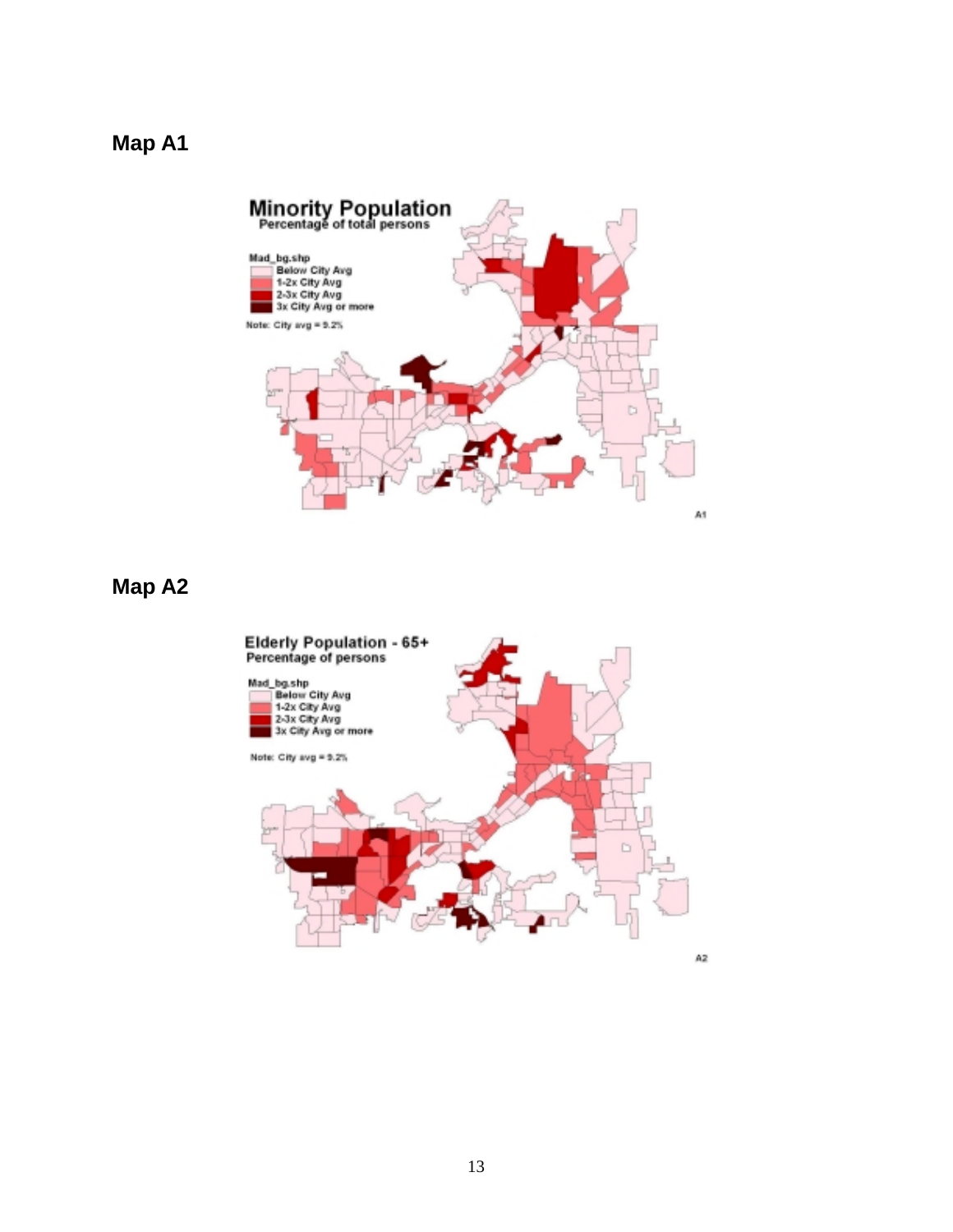**Map A1**

Minority Population
Percentage of total persons

Mad_bg.shp
Below City Avg
1-2x City Avg
2-3x City Avg
3x City Avg or more

Note: City avg = 9.2%

A1

**Map A2**

Elderly Population - 65+
Percentage of persons

Mad_bg.shp
Below City Avg
1-2x City Avg
2-3x City Avg
3x City Avg or more

Note: City avg = 9.2%

A2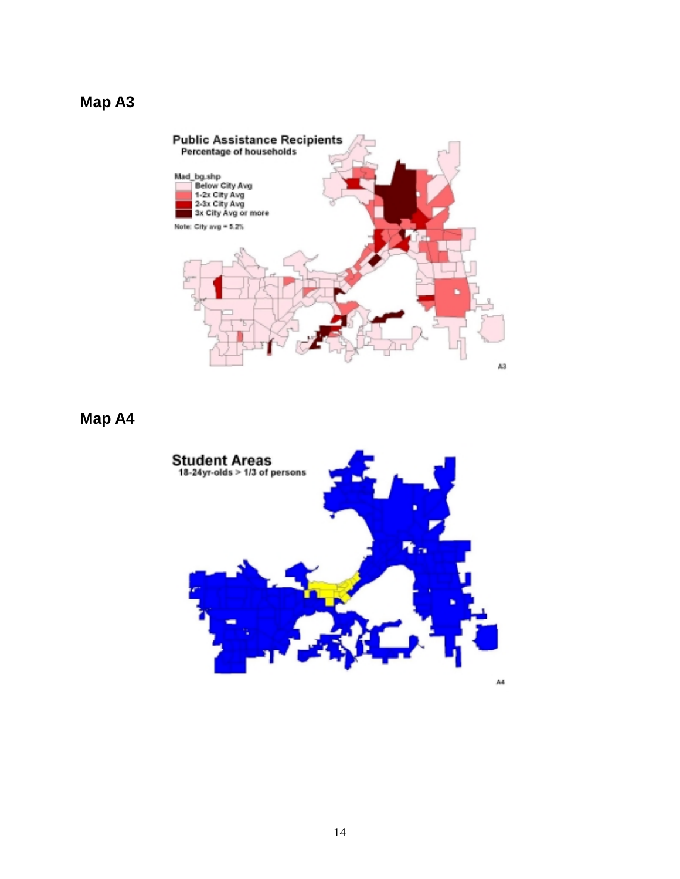**Map A3**

**Map A4**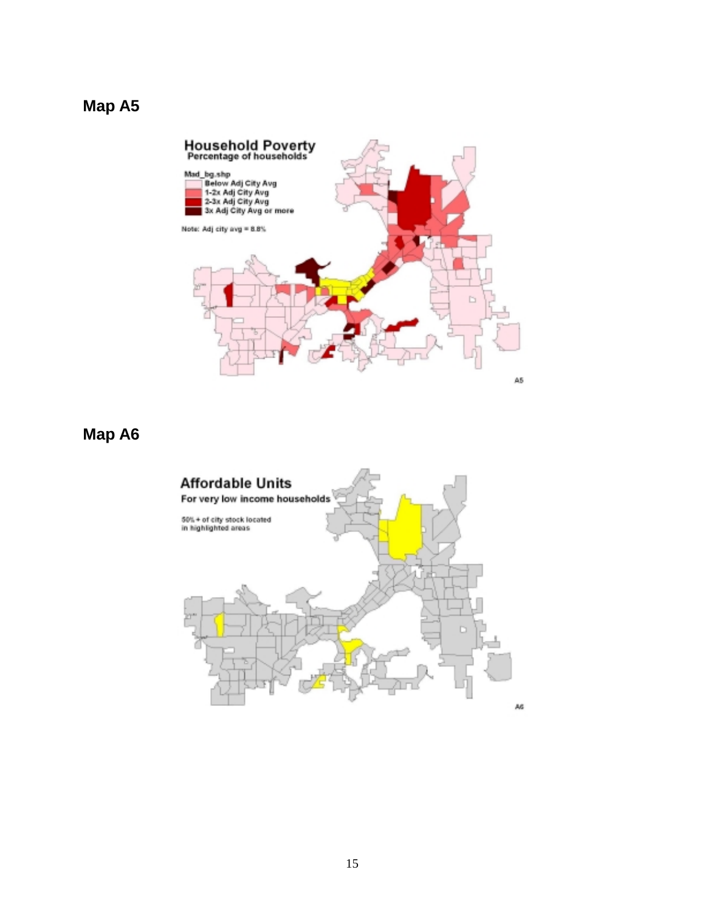**Map A5**

Household Poverty
Percentage of households

Mad_bg.shp
Below Adj City Avg
1-2x Adj City Avg
2-3x Adj City Avg
3x Adj City Avg or more

Note: Adj city avg = 8.8%

A5

**Map A6**

Affordable Units
For very low income households

50% + of city stock located in highlighted areas

A6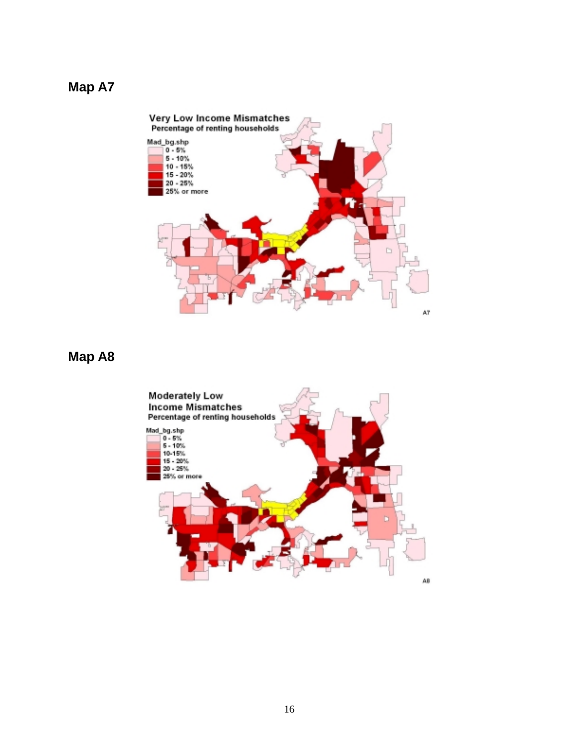## Map A7

Very Low Income Mismatches
Percentage of renting households

Mad_bg.shp
0 - 5%
5 - 10%
10 - 15%
15 - 20%
20 - 25%
25% or more

A7

## Map A8

Moderately Low Income Mismatches
Percentage of renting households

Mad_bg.shp
0 - 5%
5 - 10%
10-15%
15 - 20%
20 - 25%
25% or more

A8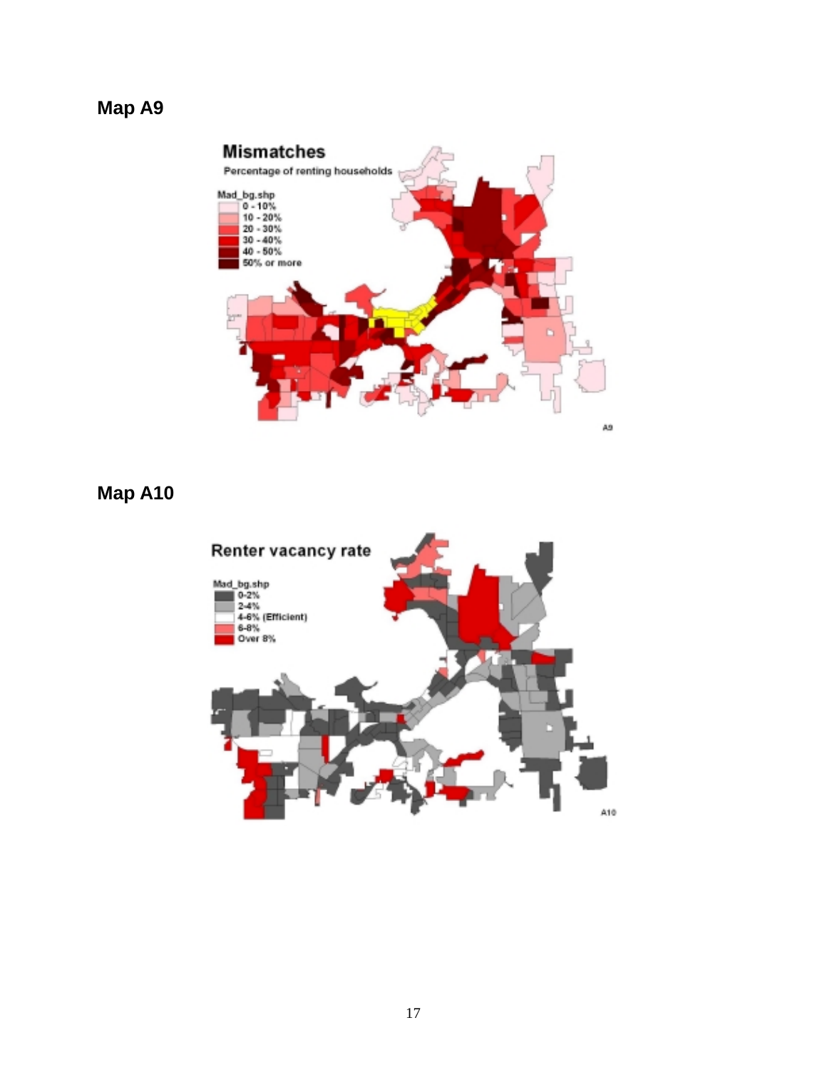**Map A9**

**Map A10**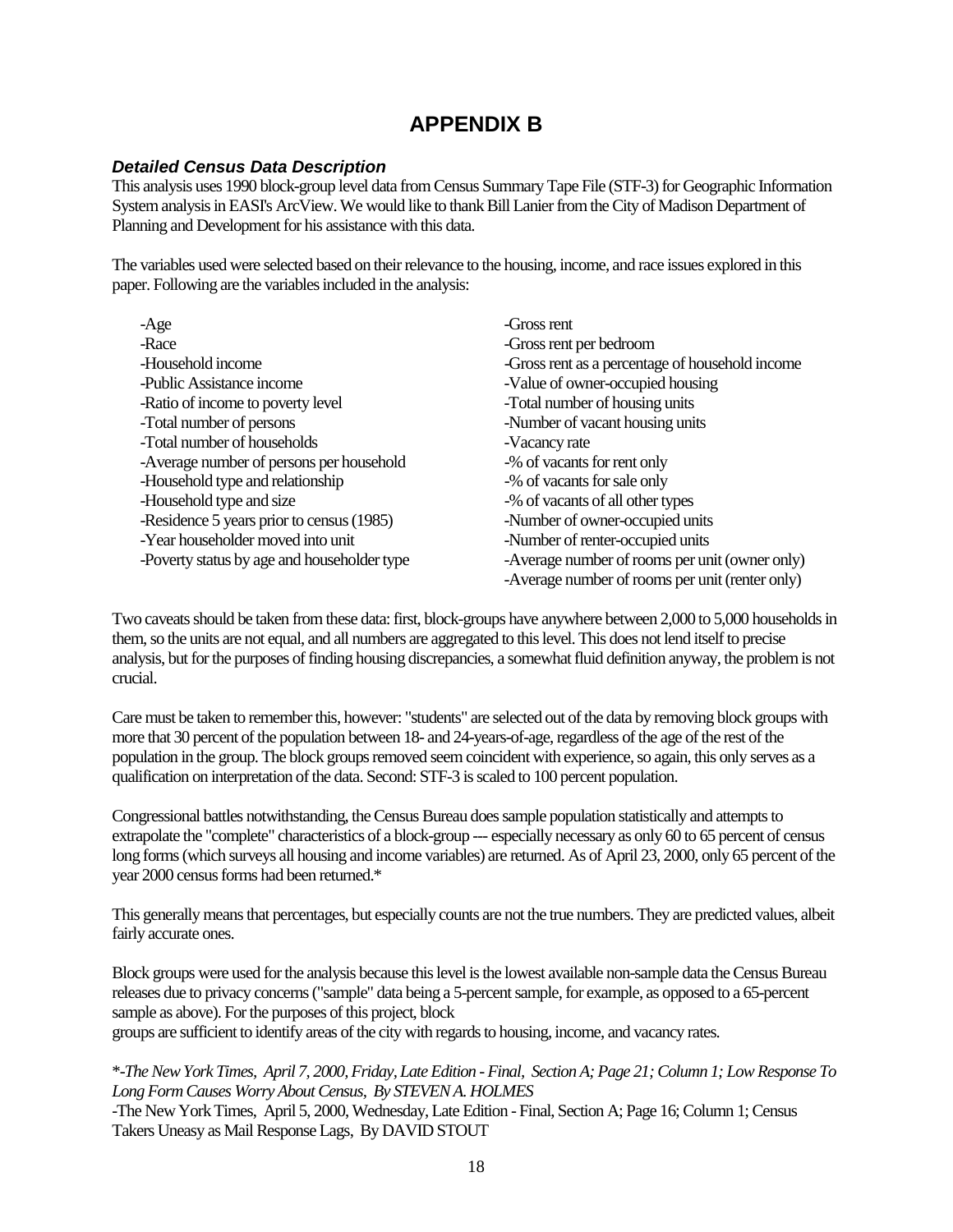# APPENDIX B

### *Detailed Census Data Description*

This analysis uses 1990 block-group level data from Census Summary Tape File (STF-3) for Geographic Information System analysis in EASI's ArcView. We would like to thank Bill Lanier from the City of Madison Department of Planning and Development for his assistance with this data.

The variables used were selected based on their relevance to the housing, income, and race issues explored in this paper. Following are the variables included in the analysis:

-Age
-Race
-Household income
-Public Assistance income
-Ratio of income to poverty level
-Total number of persons
-Total number of households
-Average number of persons per household
-Household type and relationship
-Household type and size
-Residence 5 years prior to census (1985)
-Year householder moved into unit
-Poverty status by age and householder type
-Gross rent
-Gross rent per bedroom
-Gross rent as a percentage of household income
-Value of owner-occupied housing
-Total number of housing units
-Number of vacant housing units
-Vacancy rate
-% of vacants for rent only
-% of vacants for sale only
-% of vacants of all other types
-Number of owner-occupied units
-Number of renter-occupied units
-Average number of rooms per unit (owner only)
-Average number of rooms per unit (renter only)

Two caveats should be taken from these data: first, block-groups have anywhere between 2,000 to 5,000 households in them, so the units are not equal, and all numbers are aggregated to this level. This does not lend itself to precise analysis, but for the purposes of finding housing discrepancies, a somewhat fluid definition anyway, the problem is not crucial.

Care must be taken to remember this, however: "students" are selected out of the data by removing block groups with more that 30 percent of the population between 18- and 24-years-of-age, regardless of the age of the rest of the population in the group. The block groups removed seem coincident with experience, so again, this only serves as a qualification on interpretation of the data. Second: STF-3 is scaled to 100 percent population.

Congressional battles notwithstanding, the Census Bureau does sample population statistically and attempts to extrapolate the "complete" characteristics of a block-group --- especially necessary as only 60 to 65 percent of census long forms (which surveys all housing and income variables) are returned. As of April 23, 2000, only 65 percent of the year 2000 census forms had been returned.*

This generally means that percentages, but especially counts are not the true numbers. They are predicted values, albeit fairly accurate ones.

Block groups were used for the analysis because this level is the lowest available non-sample data the Census Bureau releases due to privacy concerns ("sample" data being a 5-percent sample, for example, as opposed to a 65-percent sample as above). For the purposes of this project, block groups are sufficient to identify areas of the city with regards to housing, income, and vacancy rates.

*-*The New York Times, April 7, 2000, Friday, Late Edition - Final, Section A; Page 21; Column 1; Low Response To Long Form Causes Worry About Census, By STEVEN A. HOLMES*
-The New York Times, April 5, 2000, Wednesday, Late Edition - Final, Section A; Page 16; Column 1; Census Takers Uneasy as Mail Response Lags, By DAVID STOUT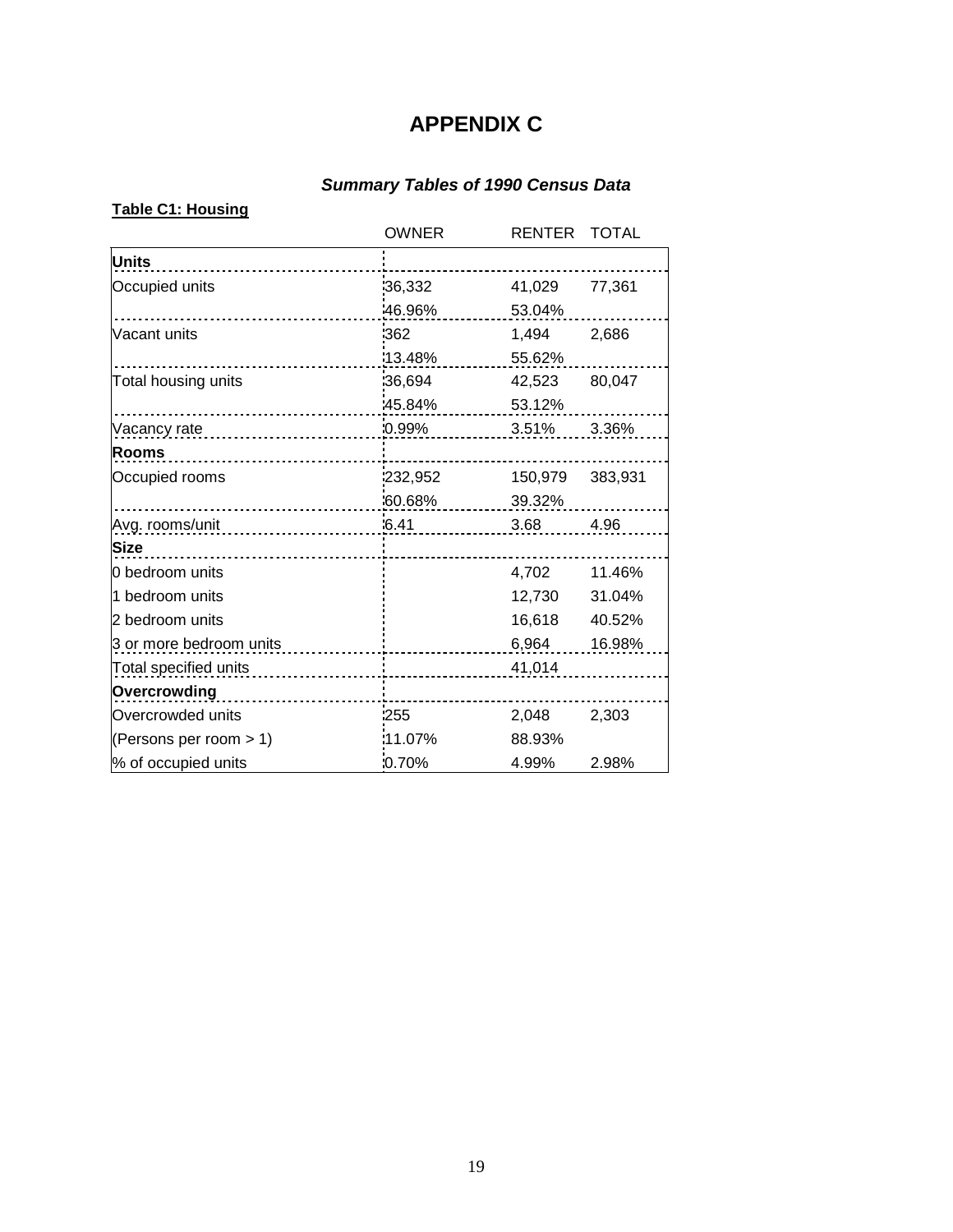# APPENDIX C

## *Summary Tables of 1990 Census Data*

**Table C1: Housing**

| | OWNER | RENTER | TOTAL |
|---|---|---|---|
| **Units** | | | |
| Occupied units | 36,332 | 41,029 | 77,361 |
| | 46.96% | 53.04% | |
| Vacant units | 362 | 1,494 | 2,686 |
| | 13.48% | 55.62% | |
| Total housing units | 36,694 | 42,523 | 80,047 |
| | 45.84% | 53.12% | |
| Vacancy rate | 0.99% | 3.51% | 3.36% |
| **Rooms** | | | |
| Occupied rooms | 232,952 | 150,979 | 383,931 |
| | 60.68% | 39.32% | |
| Avg. rooms/unit | 6.41 | 3.68 | 4.96 |
| **Size** | | | |
| 0 bedroom units | | 4,702 | 11.46% |
| 1 bedroom units | | 12,730 | 31.04% |
| 2 bedroom units | | 16,618 | 40.52% |
| 3 or more bedroom units | | 6,964 | 16.98% |
| Total specified units | | 41,014 | |
| **Overcrowding** | | | |
| Overcrowded units | 255 | 2,048 | 2,303 |
| (Persons per room > 1) | 11.07% | 88.93% | |
| % of occupied units | 0.70% | 4.99% | 2.98% |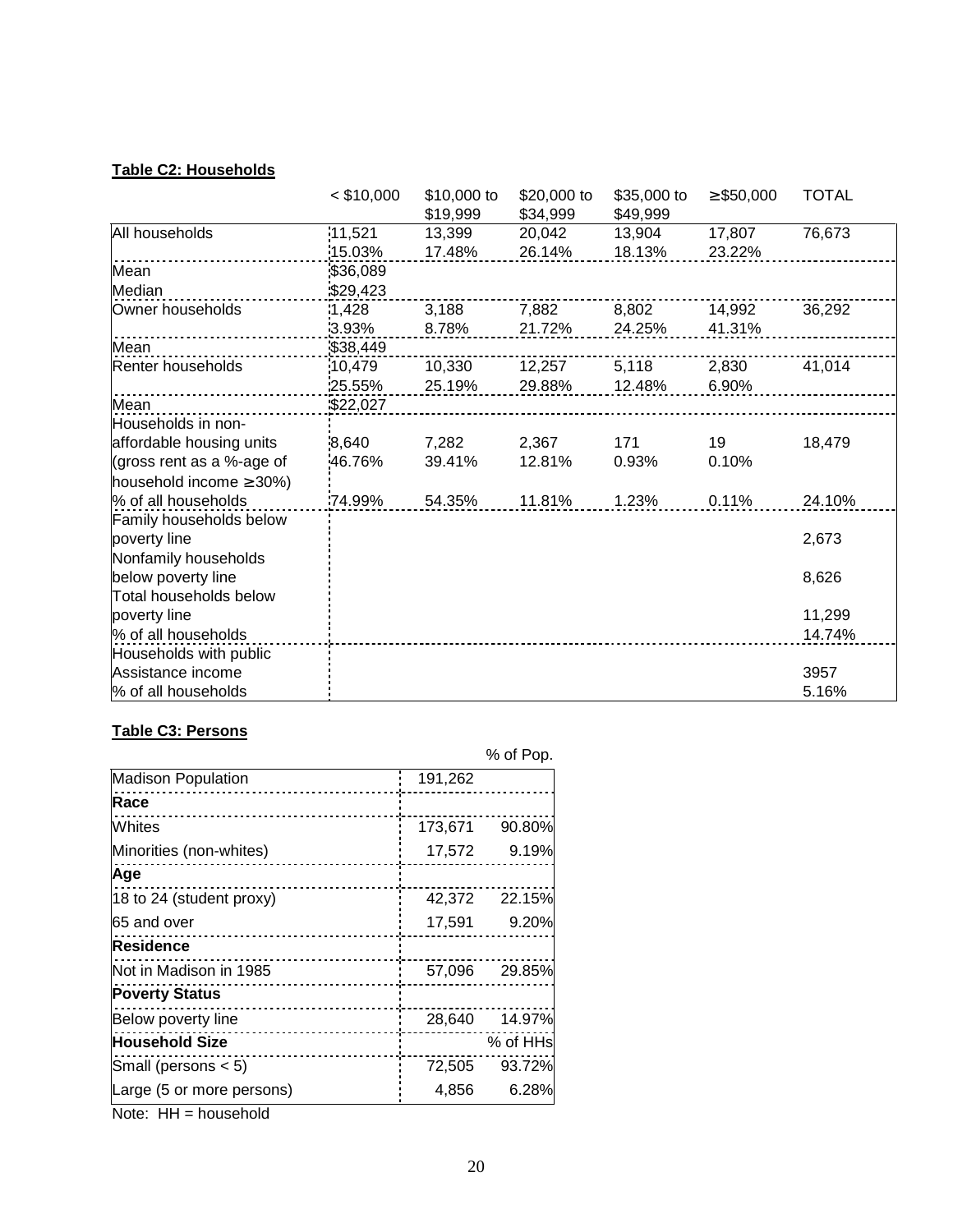**Table C2: Households**

| | < \$10,000 | \$10,000 to \$19,999 | \$20,000 to \$34,999 | \$35,000 to \$49,999 | ≥ \$50,000 | TOTAL |
|---|---|---|---|---|---|---|
| All households | 11,521 | 13,399 | 20,042 | 13,904 | 17,807 | 76,673 |
| | 15.03% | 17.48% | 26.14% | 18.13% | 23.22% | |
| Mean | \$36,089 | | | | | |
| Median | \$29,423 | | | | | |
| Owner households | 1,428 | 3,188 | 7,882 | 8,802 | 14,992 | 36,292 |
| | 3.93% | 8.78% | 21.72% | 24.25% | 41.31% | |
| Mean | \$38,449 | | | | | |
| Renter households | 10,479 | 10,330 | 12,257 | 5,118 | 2,830 | 41,014 |
| | 25.55% | 25.19% | 29.88% | 12.48% | 6.90% | |
| Mean | \$22,027 | | | | | |
| Households in non-affordable housing units (gross rent as a %-age of household income ≥30%) | 8,640 | 7,282 | 2,367 | 171 | 19 | 18,479 |
| | 46.76% | 39.41% | 12.81% | 0.93% | 0.10% | |
| % of all households | 74.99% | 54.35% | 11.81% | 1.23% | 0.11% | 24.10% |
| Family households below poverty line | | | | | | 2,673 |
| Nonfamily households below poverty line | | | | | | 8,626 |
| Total households below poverty line | | | | | | 11,299 |
| % of all households | | | | | | 14.74% |
| Households with public Assistance income | | | | | | 3957 |
| % of all households | | | | | | 5.16% |

**Table C3: Persons**

| | | % of Pop. |
|---|---|---|
| Madison Population | 191,262 | |
| **Race** | | |
| Whites | 173,671 | 90.80% |
| Minorities (non-whites) | 17,572 | 9.19% |
| **Age** | | |
| 18 to 24 (student proxy) | 42,372 | 22.15% |
| 65 and over | 17,591 | 9.20% |
| **Residence** | | |
| Not in Madison in 1985 | 57,096 | 29.85% |
| **Poverty Status** | | |
| Below poverty line | 28,640 | 14.97% |
| **Household Size** | | % of HHs |
| Small (persons < 5) | 72,505 | 93.72% |
| Large (5 or more persons) | 4,856 | 6.28% |

Note: HH = household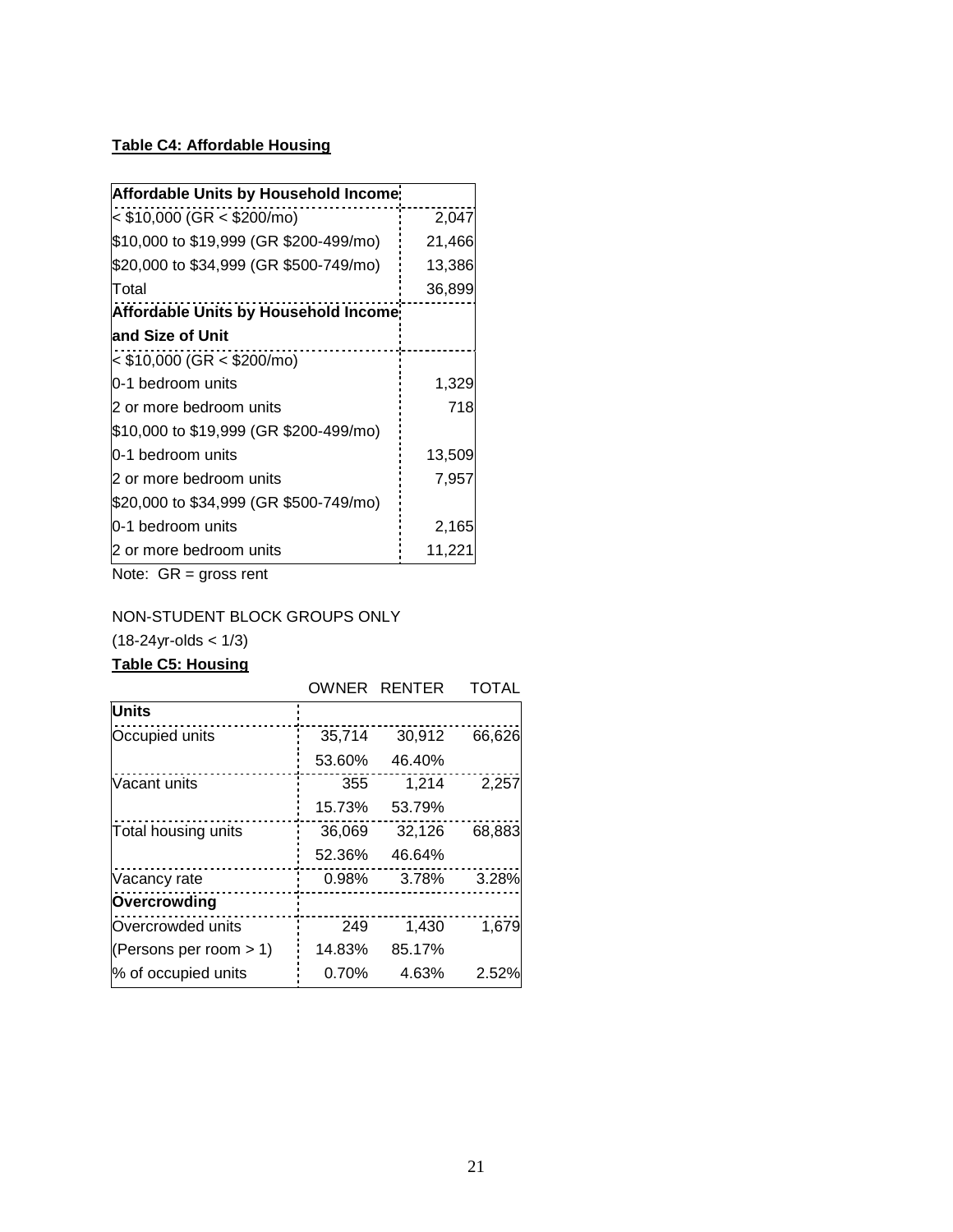**Table C4: Affordable Housing**

| Affordable Units by Household Income | |
|---|---|
| < $10,000 (GR < $200/mo) | 2,047 |
| $10,000 to $19,999 (GR $200-499/mo) | 21,466 |
| $20,000 to $34,999 (GR $500-749/mo) | 13,386 |
| Total | 36,899 |
| **Affordable Units by Household Income and Size of Unit** | |
| < $10,000 (GR < $200/mo) | |
| 0-1 bedroom units | 1,329 |
| 2 or more bedroom units | 718 |
| $10,000 to $19,999 (GR $200-499/mo) | |
| 0-1 bedroom units | 13,509 |
| 2 or more bedroom units | 7,957 |
| $20,000 to $34,999 (GR $500-749/mo) | |
| 0-1 bedroom units | 2,165 |
| 2 or more bedroom units | 11,221 |

Note: GR = gross rent

NON-STUDENT BLOCK GROUPS ONLY

(18-24yr-olds < 1/3)

**Table C5: Housing**

| | OWNER | RENTER | TOTAL |
|---|---|---|---|
| **Units** | | | |
| Occupied units | 35,714 | 30,912 | 66,626 |
| | 53.60% | 46.40% | |
| Vacant units | 355 | 1,214 | 2,257 |
| | 15.73% | 53.79% | |
| Total housing units | 36,069 | 32,126 | 68,883 |
| | 52.36% | 46.64% | |
| Vacancy rate | 0.98% | 3.78% | 3.28% |
| **Overcrowding** | | | |
| Overcrowded units | 249 | 1,430 | 1,679 |
| (Persons per room > 1) | 14.83% | 85.17% | |
| % of occupied units | 0.70% | 4.63% | 2.52% |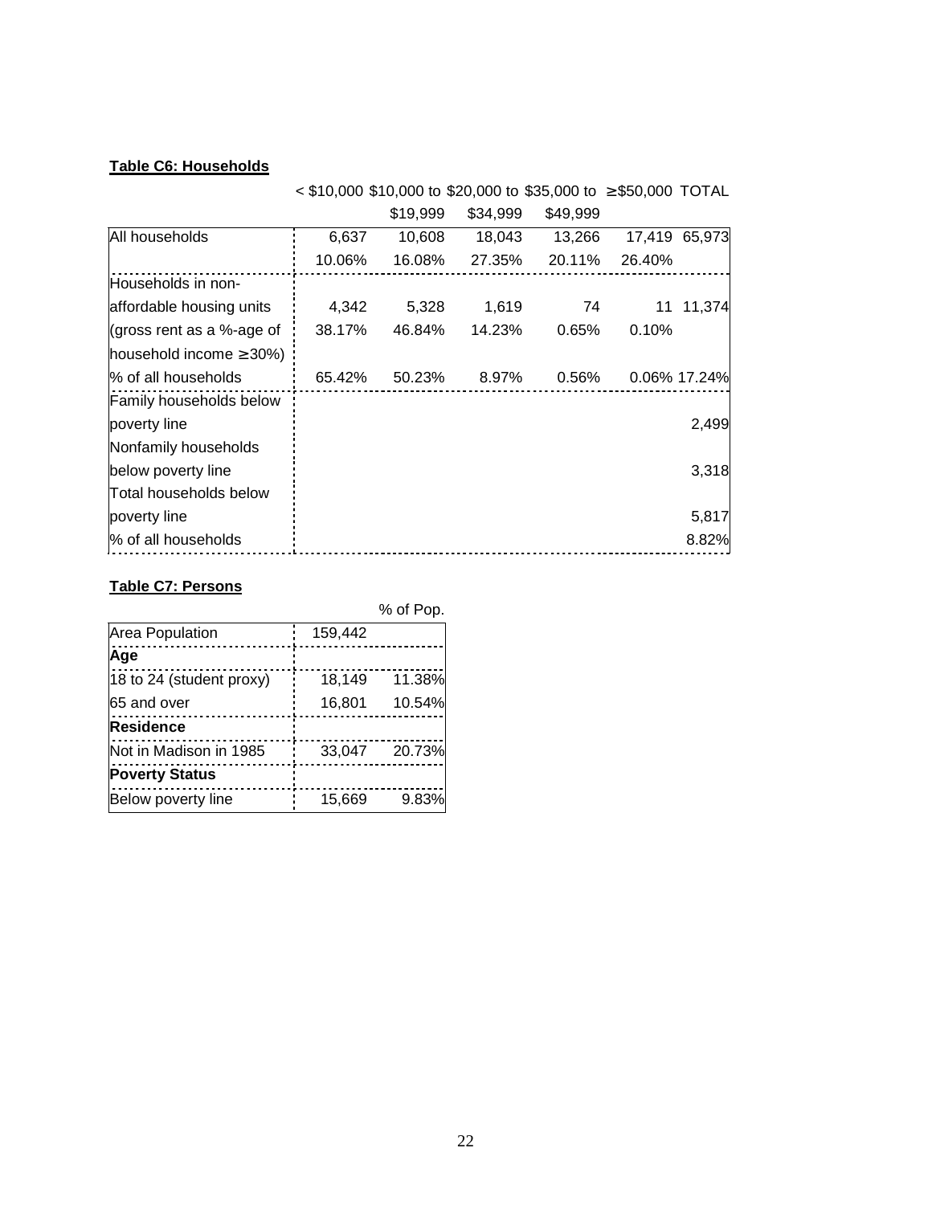**Table C6: Households**

| | < $10,000 | $10,000 to $19,999 | $20,000 to $34,999 | $35,000 to $49,999 | ≥$50,000 | TOTAL |
|---|---|---|---|---|---|---|
| All households | 6,637 | 10,608 | 18,043 | 13,266 | 17,419 | 65,973 |
| | 10.06% | 16.08% | 27.35% | 20.11% | 26.40% | |
| Households in non-affordable housing units (gross rent as a %-age of household income ≥30%) | 4,342 | 5,328 | 1,619 | 74 | 11 | 11,374 |
| | 38.17% | 46.84% | 14.23% | 0.65% | 0.10% | |
| % of all households | 65.42% | 50.23% | 8.97% | 0.56% | 0.06% | 17.24% |
| Family households below poverty line | | | | | | 2,499 |
| Nonfamily households below poverty line | | | | | | 3,318 |
| Total households below poverty line | | | | | | 5,817 |
| % of all households | | | | | | 8.82% |

**Table C7: Persons**

| | | % of Pop. |
|---|---|---|
| Area Population | 159,442 | |
| **Age** | | |
| 18 to 24 (student proxy) | 18,149 | 11.38% |
| 65 and over | 16,801 | 10.54% |
| **Residence** | | |
| Not in Madison in 1985 | 33,047 | 20.73% |
| **Poverty Status** | | |
| Below poverty line | 15,669 | 9.83% |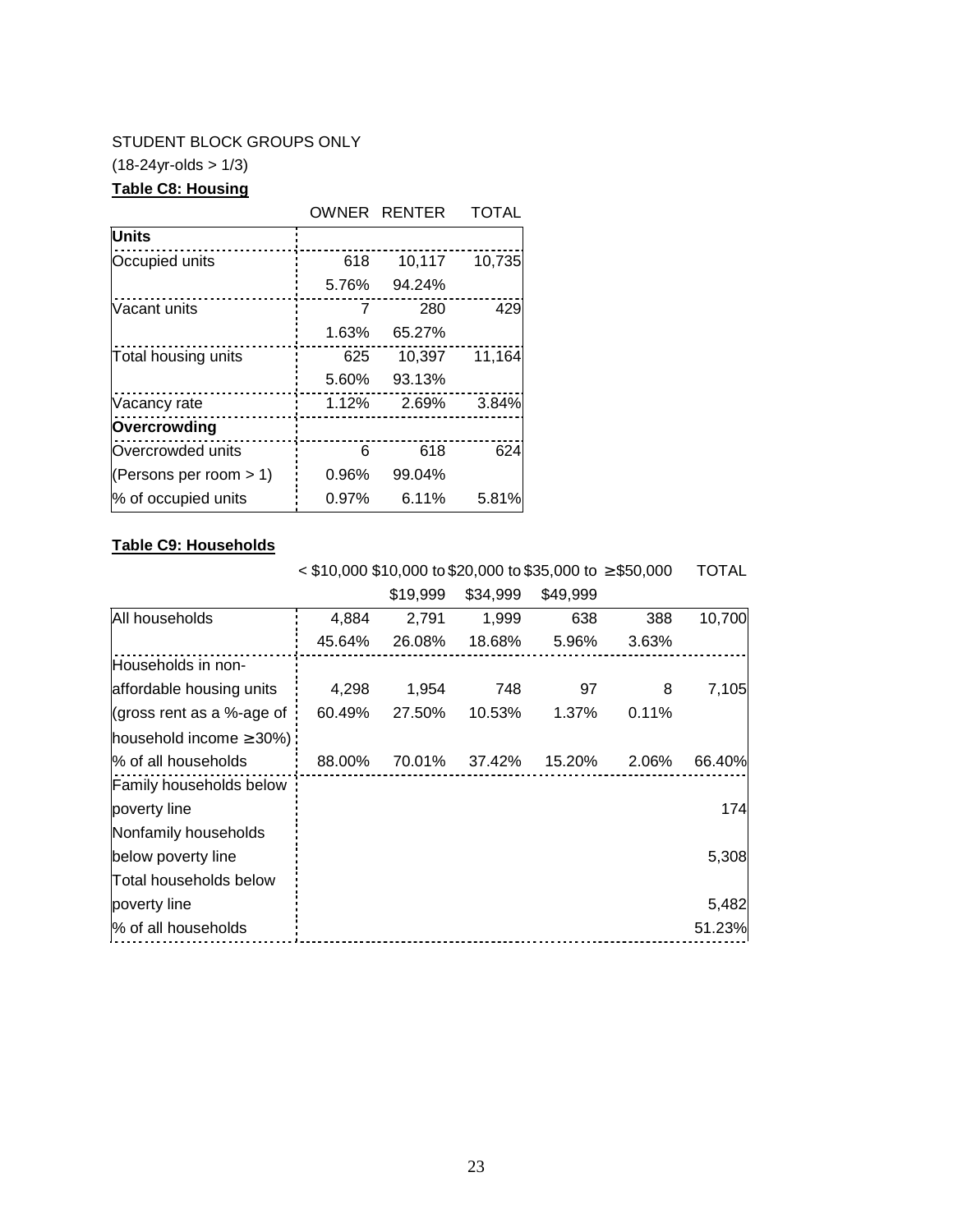STUDENT BLOCK GROUPS ONLY

(18-24yr-olds > 1/3)

**Table C8: Housing**

| | OWNER | RENTER | TOTAL |
|---|---|---|---|
| **Units** | | | |
| Occupied units | 618 | 10,117 | 10,735 |
| | 5.76% | 94.24% | |
| Vacant units | 7 | 280 | 429 |
| | 1.63% | 65.27% | |
| Total housing units | 625 | 10,397 | 11,164 |
| | 5.60% | 93.13% | |
| Vacancy rate | 1.12% | 2.69% | 3.84% |
| **Overcrowding** | | | |
| Overcrowded units | 6 | 618 | 624 |
| (Persons per room > 1) | 0.96% | 99.04% | |
| % of occupied units | 0.97% | 6.11% | 5.81% |

**Table C9: Households**

| | < $10,000 | $10,000 to $19,999 | $20,000 to $34,999 | $35,000 to $49,999 | ≥ $50,000 | TOTAL |
|---|---|---|---|---|---|---|
| All households | 4,884 | 2,791 | 1,999 | 638 | 388 | 10,700 |
| | 45.64% | 26.08% | 18.68% | 5.96% | 3.63% | |
| Households in non-affordable housing units (gross rent as a %-age of household income ≥30%) | 4,298 | 1,954 | 748 | 97 | 8 | 7,105 |
| | 60.49% | 27.50% | 10.53% | 1.37% | 0.11% | |
| % of all households | 88.00% | 70.01% | 37.42% | 15.20% | 2.06% | 66.40% |
| Family households below poverty line | | | | | | 174 |
| Nonfamily households below poverty line | | | | | | 5,308 |
| Total households below poverty line | | | | | | 5,482 |
| % of all households | | | | | | 51.23% |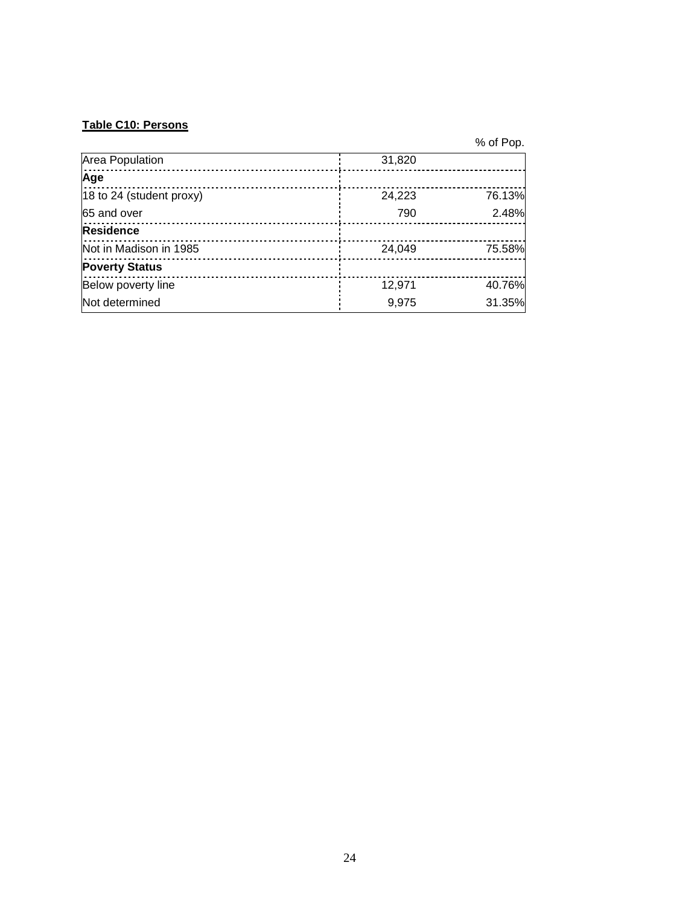**Table C10: Persons**

| | | % of Pop. |
|---|---|---|
| Area Population | 31,820 | |
| **Age** | | |
| 18 to 24 (student proxy) | 24,223 | 76.13% |
| 65 and over | 790 | 2.48% |
| **Residence** | | |
| Not in Madison in 1985 | 24,049 | 75.58% |
| **Poverty Status** | | |
| Below poverty line | 12,971 | 40.76% |
| Not determined | 9,975 | 31.35% |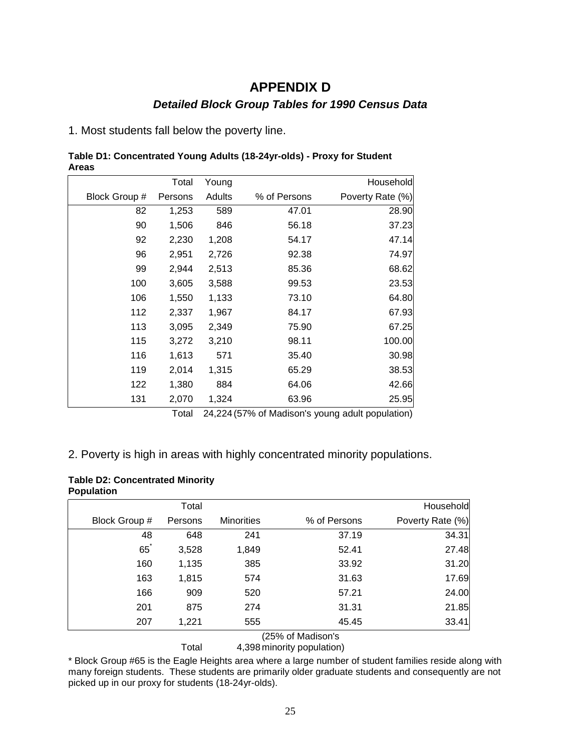# APPENDIX D

## *Detailed Block Group Tables for 1990 Census Data*

1. Most students fall below the poverty line.

**Table D1: Concentrated Young Adults (18-24yr-olds) - Proxy for Student Areas**

| Block Group # | Total Persons | Young Adults | % of Persons | Household Poverty Rate (%) |
|---|---|---|---|---|
| 82 | 1,253 | 589 | 47.01 | 28.90 |
| 90 | 1,506 | 846 | 56.18 | 37.23 |
| 92 | 2,230 | 1,208 | 54.17 | 47.14 |
| 96 | 2,951 | 2,726 | 92.38 | 74.97 |
| 99 | 2,944 | 2,513 | 85.36 | 68.62 |
| 100 | 3,605 | 3,588 | 99.53 | 23.53 |
| 106 | 1,550 | 1,133 | 73.10 | 64.80 |
| 112 | 2,337 | 1,967 | 84.17 | 67.93 |
| 113 | 3,095 | 2,349 | 75.90 | 67.25 |
| 115 | 3,272 | 3,210 | 98.11 | 100.00 |
| 116 | 1,613 | 571 | 35.40 | 30.98 |
| 119 | 2,014 | 1,315 | 65.29 | 38.53 |
| 122 | 1,380 | 884 | 64.06 | 42.66 |
| 131 | 2,070 | 1,324 | 63.96 | 25.95 |
| | Total | 24,224 | (57% of Madison's young adult population) | |

2. Poverty is high in areas with highly concentrated minority populations.

**Table D2: Concentrated Minority Population**

| Block Group # | Total Persons | Minorities | % of Persons | Household Poverty Rate (%) |
|---|---|---|---|---|
| 48 | 648 | 241 | 37.19 | 34.31 |
| 65* | 3,528 | 1,849 | 52.41 | 27.48 |
| 160 | 1,135 | 385 | 33.92 | 31.20 |
| 163 | 1,815 | 574 | 31.63 | 17.69 |
| 166 | 909 | 520 | 57.21 | 24.00 |
| 201 | 875 | 274 | 31.31 | 21.85 |
| 207 | 1,221 | 555 | 45.45 | 33.41 |
| | Total | 4,398 | (25% of Madison's minority population) | |

* Block Group #65 is the Eagle Heights area where a large number of student families reside along with many foreign students. These students are primarily older graduate students and consequently are not picked up in our proxy for students (18-24yr-olds).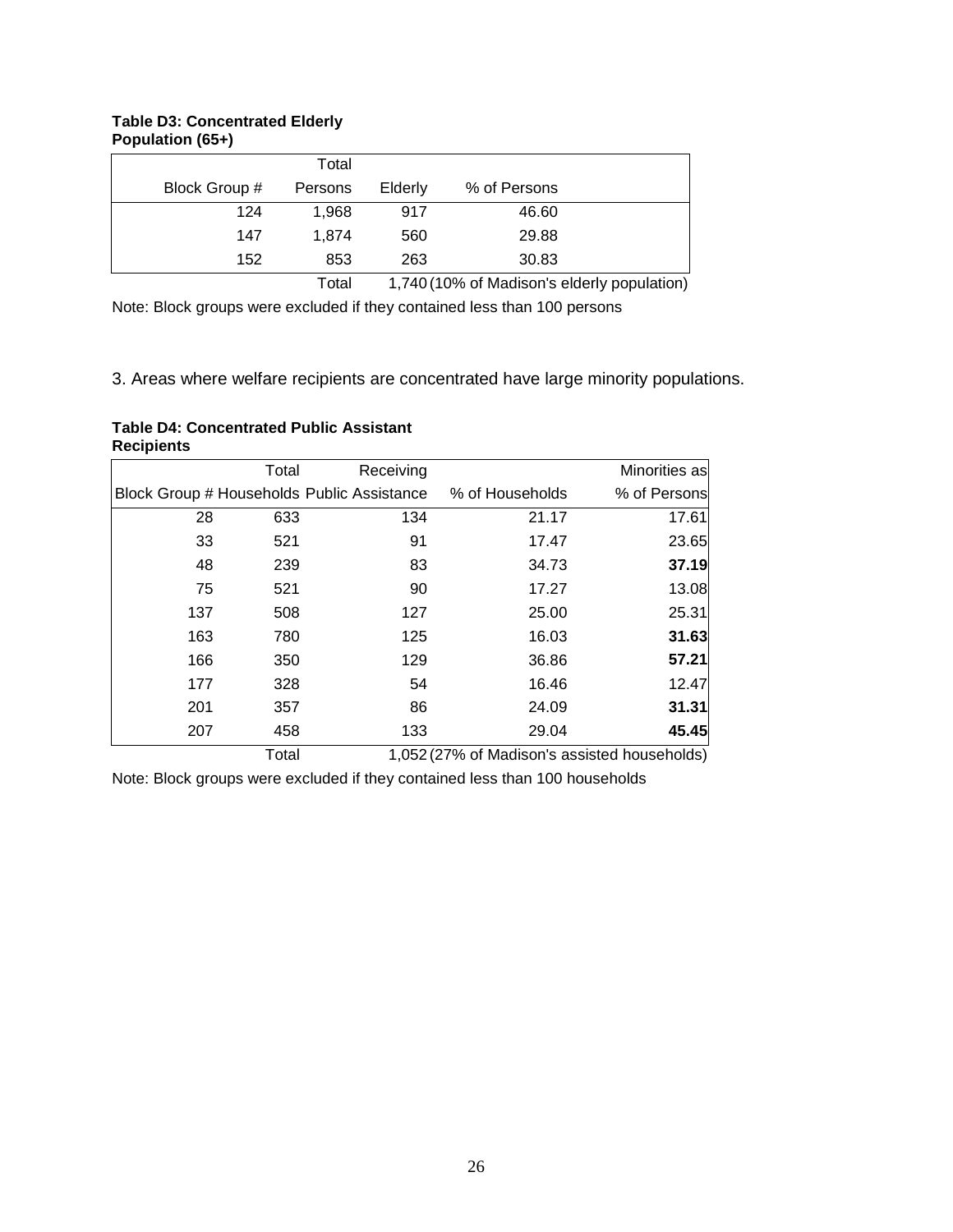**Table D3: Concentrated Elderly Population (65+)**

| Block Group # | Total Persons | Elderly | % of Persons |
|---|---|---|---|
| 124 | 1,968 | 917 | 46.60 |
| 147 | 1,874 | 560 | 29.88 |
| 152 | 853 | 263 | 30.83 |
| | Total | 1,740 | (10% of Madison's elderly population) |

Note: Block groups were excluded if they contained less than 100 persons

3. Areas where welfare recipients are concentrated have large minority populations.

**Table D4: Concentrated Public Assistant Recipients**

| Block Group # | Total Households | Receiving Public Assistance | % of Households | Minorities as % of Persons |
|---|---|---|---|---|
| 28 | 633 | 134 | 21.17 | 17.61 |
| 33 | 521 | 91 | 17.47 | 23.65 |
| 48 | 239 | 83 | 34.73 | **37.19** |
| 75 | 521 | 90 | 17.27 | 13.08 |
| 137 | 508 | 127 | 25.00 | 25.31 |
| 163 | 780 | 125 | 16.03 | **31.63** |
| 166 | 350 | 129 | 36.86 | **57.21** |
| 177 | 328 | 54 | 16.46 | 12.47 |
| 201 | 357 | 86 | 24.09 | **31.31** |
| 207 | 458 | 133 | 29.04 | **45.45** |
| | Total | 1,052 | (27% of Madison's assisted households) | |

Note: Block groups were excluded if they contained less than 100 households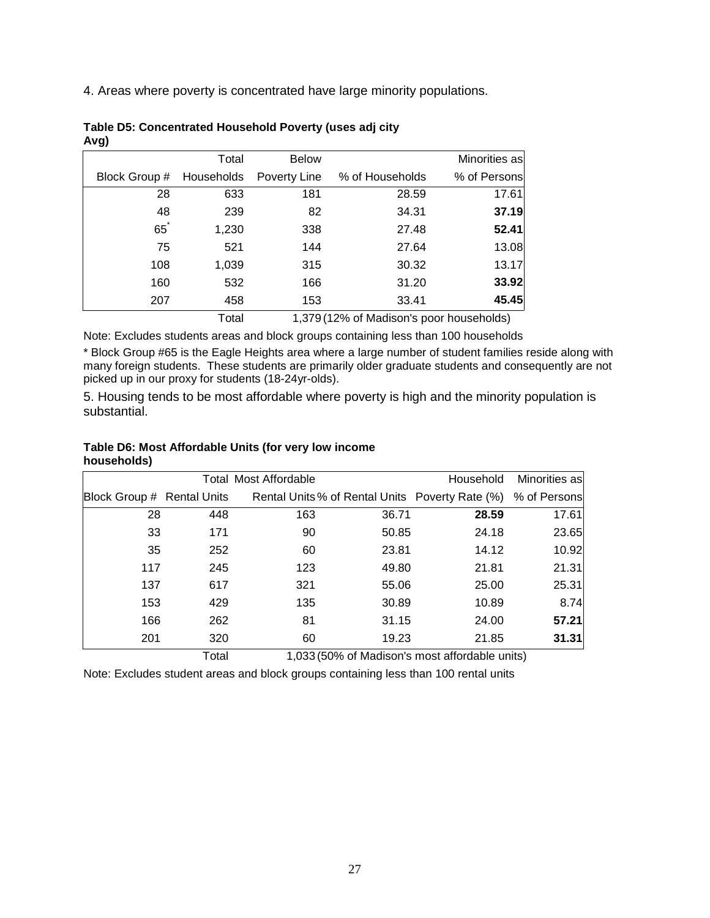4. Areas where poverty is concentrated have large minority populations.

**Table D5: Concentrated Household Poverty (uses adj city Avg)**

| Block Group # | Total Households | Below Poverty Line | % of Households | Minorities as % of Persons |
|---|---|---|---|---|
| 28 | 633 | 181 | 28.59 | 17.61 |
| 48 | 239 | 82 | 34.31 | **37.19** |
| 65* | 1,230 | 338 | 27.48 | **52.41** |
| 75 | 521 | 144 | 27.64 | 13.08 |
| 108 | 1,039 | 315 | 30.32 | 13.17 |
| 160 | 532 | 166 | 31.20 | **33.92** |
| 207 | 458 | 153 | 33.41 | **45.45** |
| | Total | 1,379 (12% of Madison's poor households) | | |

Note: Excludes students areas and block groups containing less than 100 households

* Block Group #65 is the Eagle Heights area where a large number of student families reside along with many foreign students. These students are primarily older graduate students and consequently are not picked up in our proxy for students (18-24yr-olds).

5. Housing tends to be most affordable where poverty is high and the minority population is substantial.

**Table D6: Most Affordable Units (for very low income households)**

| Block Group # | Total Rental Units | Most Affordable Rental Units | % of Rental Units | Household Poverty Rate (%) | Minorities as % of Persons |
|---|---|---|---|---|---|
| 28 | 448 | 163 | 36.71 | **28.59** | 17.61 |
| 33 | 171 | 90 | 50.85 | 24.18 | 23.65 |
| 35 | 252 | 60 | 23.81 | 14.12 | 10.92 |
| 117 | 245 | 123 | 49.80 | 21.81 | 21.31 |
| 137 | 617 | 321 | 55.06 | 25.00 | 25.31 |
| 153 | 429 | 135 | 30.89 | 10.89 | 8.74 |
| 166 | 262 | 81 | 31.15 | 24.00 | **57.21** |
| 201 | 320 | 60 | 19.23 | 21.85 | **31.31** |
| | Total | 1,033 (50% of Madison's most affordable units) | | | |

Note: Excludes student areas and block groups containing less than 100 rental units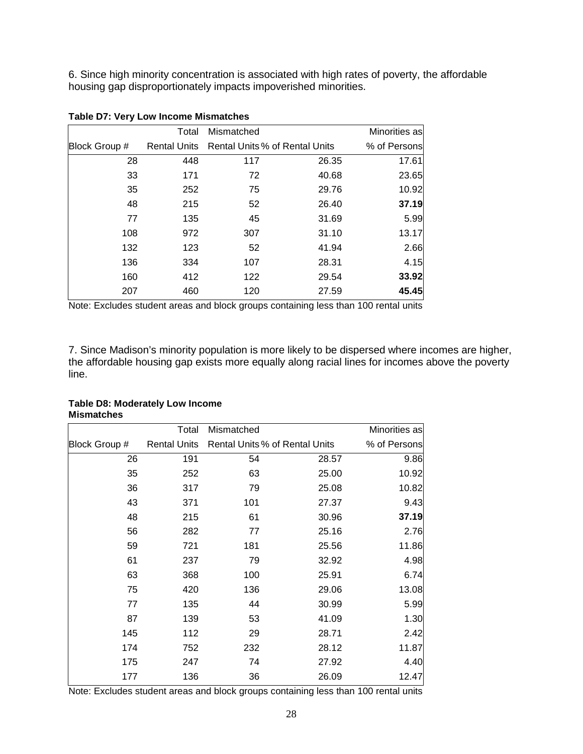6. Since high minority concentration is associated with high rates of poverty, the affordable housing gap disproportionately impacts impoverished minorities.

**Table D7: Very Low Income Mismatches**

| Block Group # | Total Rental Units | Mismatched Rental Units | % of Rental Units | Minorities as % of Persons |
|---|---|---|---|---|
| 28 | 448 | 117 | 26.35 | 17.61 |
| 33 | 171 | 72 | 40.68 | 23.65 |
| 35 | 252 | 75 | 29.76 | 10.92 |
| 48 | 215 | 52 | 26.40 | **37.19** |
| 77 | 135 | 45 | 31.69 | 5.99 |
| 108 | 972 | 307 | 31.10 | 13.17 |
| 132 | 123 | 52 | 41.94 | 2.66 |
| 136 | 334 | 107 | 28.31 | 4.15 |
| 160 | 412 | 122 | 29.54 | **33.92** |
| 207 | 460 | 120 | 27.59 | **45.45** |

Note: Excludes student areas and block groups containing less than 100 rental units

7. Since Madison's minority population is more likely to be dispersed where incomes are higher, the affordable housing gap exists more equally along racial lines for incomes above the poverty line.

**Table D8: Moderately Low Income Mismatches**

| Block Group # | Total Rental Units | Mismatched Rental Units | % of Rental Units | Minorities as % of Persons |
|---|---|---|---|---|
| 26 | 191 | 54 | 28.57 | 9.86 |
| 35 | 252 | 63 | 25.00 | 10.92 |
| 36 | 317 | 79 | 25.08 | 10.82 |
| 43 | 371 | 101 | 27.37 | 9.43 |
| 48 | 215 | 61 | 30.96 | **37.19** |
| 56 | 282 | 77 | 25.16 | 2.76 |
| 59 | 721 | 181 | 25.56 | 11.86 |
| 61 | 237 | 79 | 32.92 | 4.98 |
| 63 | 368 | 100 | 25.91 | 6.74 |
| 75 | 420 | 136 | 29.06 | 13.08 |
| 77 | 135 | 44 | 30.99 | 5.99 |
| 87 | 139 | 53 | 41.09 | 1.30 |
| 145 | 112 | 29 | 28.71 | 2.42 |
| 174 | 752 | 232 | 28.12 | 11.87 |
| 175 | 247 | 74 | 27.92 | 4.40 |
| 177 | 136 | 36 | 26.09 | 12.47 |

Note: Excludes student areas and block groups containing less than 100 rental units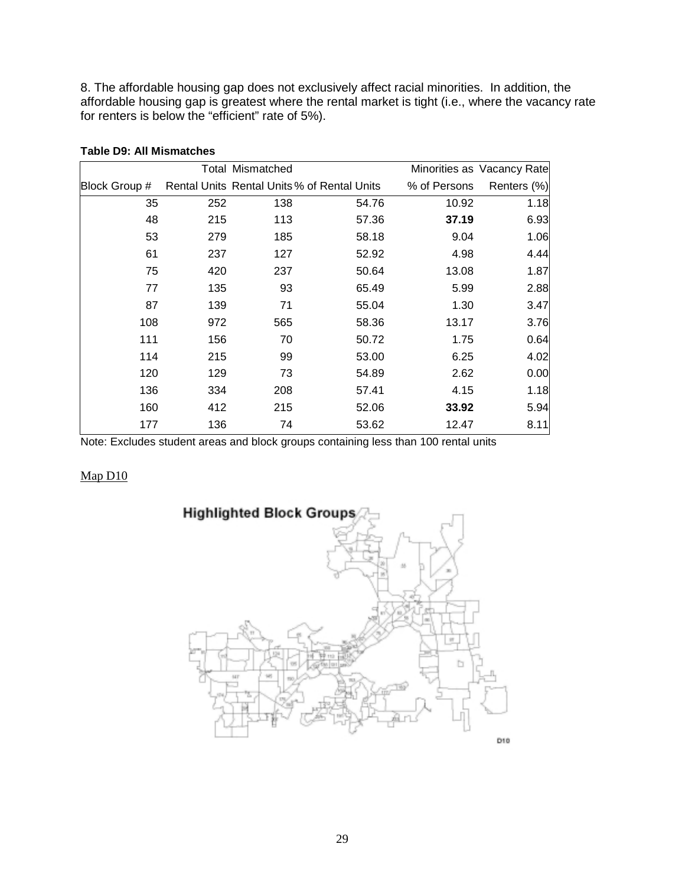8. The affordable housing gap does not exclusively affect racial minorities. In addition, the affordable housing gap is greatest where the rental market is tight (i.e., where the vacancy rate for renters is below the "efficient" rate of 5%).

**Table D9: All Mismatches**

| Block Group # | Total Rental Units | Mismatched Rental Units | % of Rental Units | Minorities as % of Persons | Vacancy Rate Renters (%) |
|---|---|---|---|---|---|
| 35 | 252 | 138 | 54.76 | 10.92 | 1.18 |
| 48 | 215 | 113 | 57.36 | **37.19** | 6.93 |
| 53 | 279 | 185 | 58.18 | 9.04 | 1.06 |
| 61 | 237 | 127 | 52.92 | 4.98 | 4.44 |
| 75 | 420 | 237 | 50.64 | 13.08 | 1.87 |
| 77 | 135 | 93 | 65.49 | 5.99 | 2.88 |
| 87 | 139 | 71 | 55.04 | 1.30 | 3.47 |
| 108 | 972 | 565 | 58.36 | 13.17 | 3.76 |
| 111 | 156 | 70 | 50.72 | 1.75 | 0.64 |
| 114 | 215 | 99 | 53.00 | 6.25 | 4.02 |
| 120 | 129 | 73 | 54.89 | 2.62 | 0.00 |
| 136 | 334 | 208 | 57.41 | 4.15 | 1.18 |
| 160 | 412 | 215 | 52.06 | **33.92** | 5.94 |
| 177 | 136 | 74 | 53.62 | 12.47 | 8.11 |

Note: Excludes student areas and block groups containing less than 100 rental units

Map D10

Highlighted Block Groups

D10